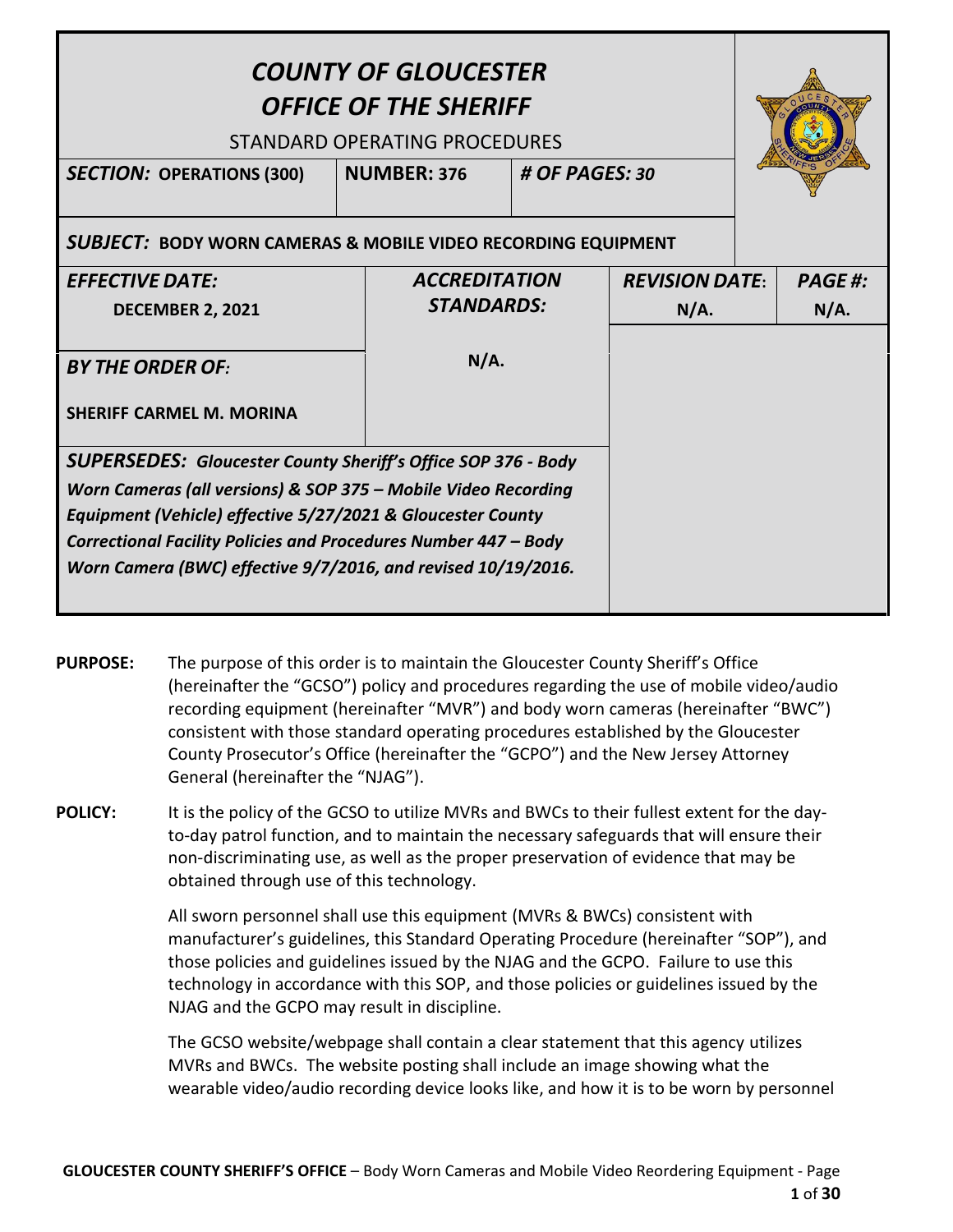# *COUNTY OF GLOUCESTER*
# *OFFICE OF THE SHERIFF*

STANDARD OPERATING PROCEDURES

| ***SECTION:* OPERATIONS (300)** | **NUMBER: 376** | ***# OF PAGES: 30*** | |
|---|---|---|---|
| ***SUBJECT:* BODY WORN CAMERAS & MOBILE VIDEO RECORDING EQUIPMENT** | | | |
| ***EFFECTIVE DATE:*** **DECEMBER 2, 2021** | ***ACCREDITATION STANDARDS:*** | ***REVISION DATE*: N/A.** | ***PAGE #:* N/A.** |
| ***BY THE ORDER OF:*** **SHERIFF CARMEL M. MORINA** | **N/A.** | | |
| ***SUPERSEDES:* *Gloucester County Sheriff's Office SOP 376 - Body Worn Cameras (all versions) & SOP 375 – Mobile Video Recording Equipment (Vehicle) effective 5/27/2021 & Gloucester County Correctional Facility Policies and Procedures Number 447 – Body Worn Camera (BWC) effective 9/7/2016, and revised 10/19/2016.*** | | | |

**PURPOSE:** The purpose of this order is to maintain the Gloucester County Sheriff's Office (hereinafter the "GCSO") policy and procedures regarding the use of mobile video/audio recording equipment (hereinafter "MVR") and body worn cameras (hereinafter "BWC") consistent with those standard operating procedures established by the Gloucester County Prosecutor's Office (hereinafter the "GCPO") and the New Jersey Attorney General (hereinafter the "NJAG").

**POLICY:** It is the policy of the GCSO to utilize MVRs and BWCs to their fullest extent for the day-to-day patrol function, and to maintain the necessary safeguards that will ensure their non-discriminating use, as well as the proper preservation of evidence that may be obtained through use of this technology.

All sworn personnel shall use this equipment (MVRs & BWCs) consistent with manufacturer's guidelines, this Standard Operating Procedure (hereinafter "SOP"), and those policies and guidelines issued by the NJAG and the GCPO. Failure to use this technology in accordance with this SOP, and those policies or guidelines issued by the NJAG and the GCPO may result in discipline.

The GCSO website/webpage shall contain a clear statement that this agency utilizes MVRs and BWCs. The website posting shall include an image showing what the wearable video/audio recording device looks like, and how it is to be worn by personnel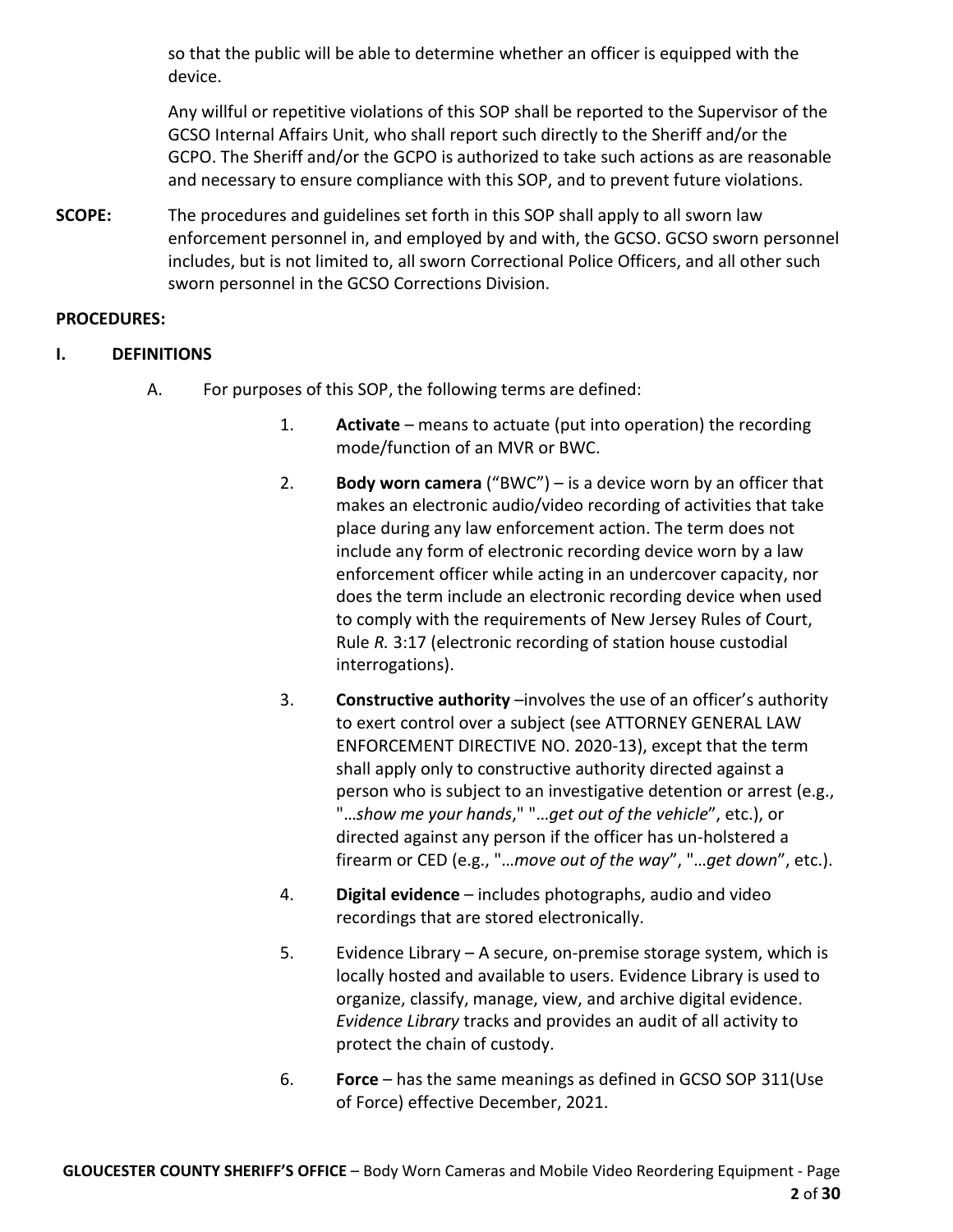so that the public will be able to determine whether an officer is equipped with the device.

Any willful or repetitive violations of this SOP shall be reported to the Supervisor of the GCSO Internal Affairs Unit, who shall report such directly to the Sheriff and/or the GCPO. The Sheriff and/or the GCPO is authorized to take such actions as are reasonable and necessary to ensure compliance with this SOP, and to prevent future violations.

**SCOPE:** The procedures and guidelines set forth in this SOP shall apply to all sworn law enforcement personnel in, and employed by and with, the GCSO. GCSO sworn personnel includes, but is not limited to, all sworn Correctional Police Officers, and all other such sworn personnel in the GCSO Corrections Division.

**PROCEDURES:**

**I. DEFINITIONS**

A. For purposes of this SOP, the following terms are defined:

1. **Activate** – means to actuate (put into operation) the recording mode/function of an MVR or BWC.

2. **Body worn camera** ("BWC") – is a device worn by an officer that makes an electronic audio/video recording of activities that take place during any law enforcement action. The term does not include any form of electronic recording device worn by a law enforcement officer while acting in an undercover capacity, nor does the term include an electronic recording device when used to comply with the requirements of New Jersey Rules of Court, Rule *R.* 3:17 (electronic recording of station house custodial interrogations).

3. **Constructive authority** –involves the use of an officer's authority to exert control over a subject (see ATTORNEY GENERAL LAW ENFORCEMENT DIRECTIVE NO. 2020-13), except that the term shall apply only to constructive authority directed against a person who is subject to an investigative detention or arrest (e.g., "…*show me your hands*," "…*get out of the vehicle*", etc.), or directed against any person if the officer has un-holstered a firearm or CED (e.g., "…*move out of the way*", "…*get down*", etc.).

4. **Digital evidence** – includes photographs, audio and video recordings that are stored electronically.

5. Evidence Library – A secure, on-premise storage system, which is locally hosted and available to users. Evidence Library is used to organize, classify, manage, view, and archive digital evidence. *Evidence Library* tracks and provides an audit of all activity to protect the chain of custody.

6. **Force** – has the same meanings as defined in GCSO SOP 311(Use of Force) effective December, 2021.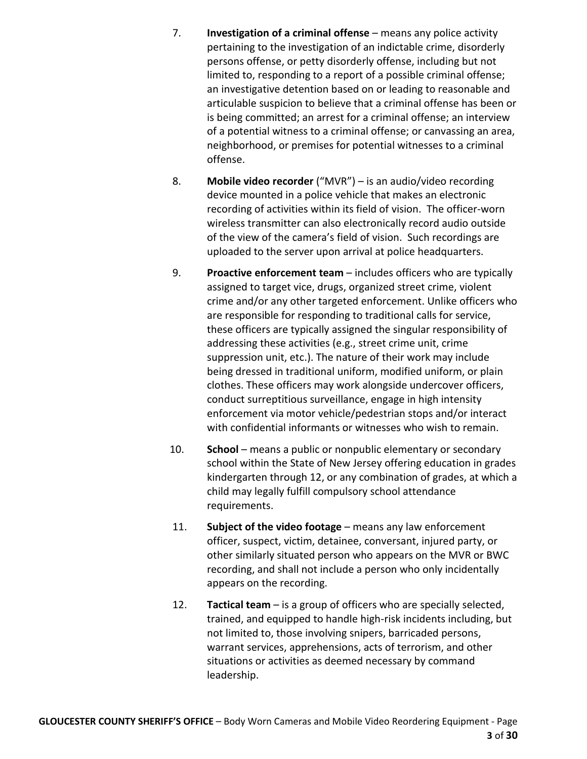7. **Investigation of a criminal offense** – means any police activity pertaining to the investigation of an indictable crime, disorderly persons offense, or petty disorderly offense, including but not limited to, responding to a report of a possible criminal offense; an investigative detention based on or leading to reasonable and articulable suspicion to believe that a criminal offense has been or is being committed; an arrest for a criminal offense; an interview of a potential witness to a criminal offense; or canvassing an area, neighborhood, or premises for potential witnesses to a criminal offense.

8. **Mobile video recorder** ("MVR") – is an audio/video recording device mounted in a police vehicle that makes an electronic recording of activities within its field of vision. The officer-worn wireless transmitter can also electronically record audio outside of the view of the camera's field of vision. Such recordings are uploaded to the server upon arrival at police headquarters.

9. **Proactive enforcement team** – includes officers who are typically assigned to target vice, drugs, organized street crime, violent crime and/or any other targeted enforcement. Unlike officers who are responsible for responding to traditional calls for service, these officers are typically assigned the singular responsibility of addressing these activities (e.g., street crime unit, crime suppression unit, etc.). The nature of their work may include being dressed in traditional uniform, modified uniform, or plain clothes. These officers may work alongside undercover officers, conduct surreptitious surveillance, engage in high intensity enforcement via motor vehicle/pedestrian stops and/or interact with confidential informants or witnesses who wish to remain.

10. **School** – means a public or nonpublic elementary or secondary school within the State of New Jersey offering education in grades kindergarten through 12, or any combination of grades, at which a child may legally fulfill compulsory school attendance requirements.

11. **Subject of the video footage** – means any law enforcement officer, suspect, victim, detainee, conversant, injured party, or other similarly situated person who appears on the MVR or BWC recording, and shall not include a person who only incidentally appears on the recording.

12. **Tactical team** – is a group of officers who are specially selected, trained, and equipped to handle high-risk incidents including, but not limited to, those involving snipers, barricaded persons, warrant services, apprehensions, acts of terrorism, and other situations or activities as deemed necessary by command leadership.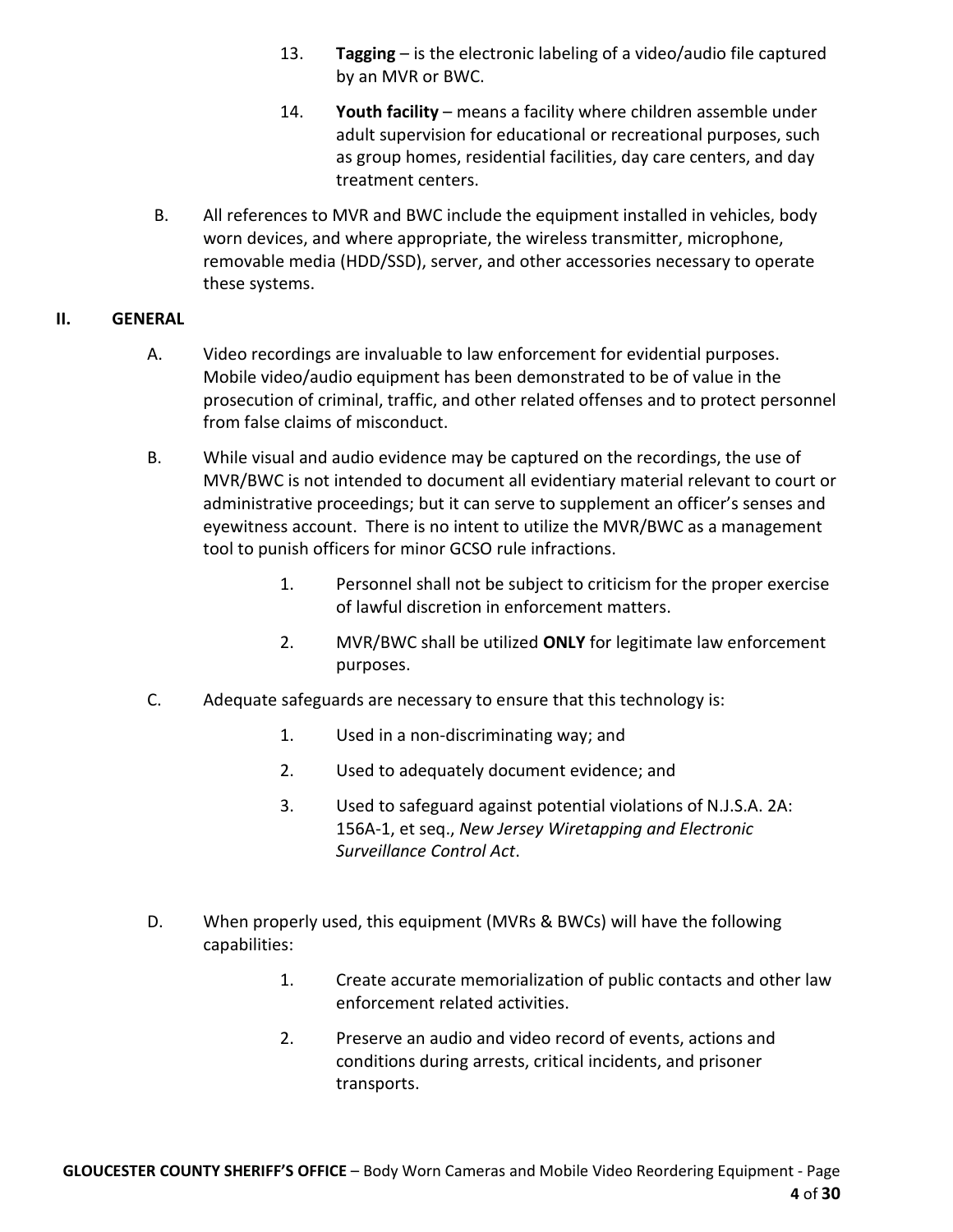13. **Tagging** – is the electronic labeling of a video/audio file captured by an MVR or BWC.

14. **Youth facility** – means a facility where children assemble under adult supervision for educational or recreational purposes, such as group homes, residential facilities, day care centers, and day treatment centers.

B. All references to MVR and BWC include the equipment installed in vehicles, body worn devices, and where appropriate, the wireless transmitter, microphone, removable media (HDD/SSD), server, and other accessories necessary to operate these systems.

## II. GENERAL

A. Video recordings are invaluable to law enforcement for evidential purposes. Mobile video/audio equipment has been demonstrated to be of value in the prosecution of criminal, traffic, and other related offenses and to protect personnel from false claims of misconduct.

B. While visual and audio evidence may be captured on the recordings, the use of MVR/BWC is not intended to document all evidentiary material relevant to court or administrative proceedings; but it can serve to supplement an officer's senses and eyewitness account. There is no intent to utilize the MVR/BWC as a management tool to punish officers for minor GCSO rule infractions.

1. Personnel shall not be subject to criticism for the proper exercise of lawful discretion in enforcement matters.

2. MVR/BWC shall be utilized **ONLY** for legitimate law enforcement purposes.

C. Adequate safeguards are necessary to ensure that this technology is:

1. Used in a non-discriminating way; and

2. Used to adequately document evidence; and

3. Used to safeguard against potential violations of N.J.S.A. 2A: 156A-1, et seq., *New Jersey Wiretapping and Electronic Surveillance Control Act*.

D. When properly used, this equipment (MVRs & BWCs) will have the following capabilities:

1. Create accurate memorialization of public contacts and other law enforcement related activities.

2. Preserve an audio and video record of events, actions and conditions during arrests, critical incidents, and prisoner transports.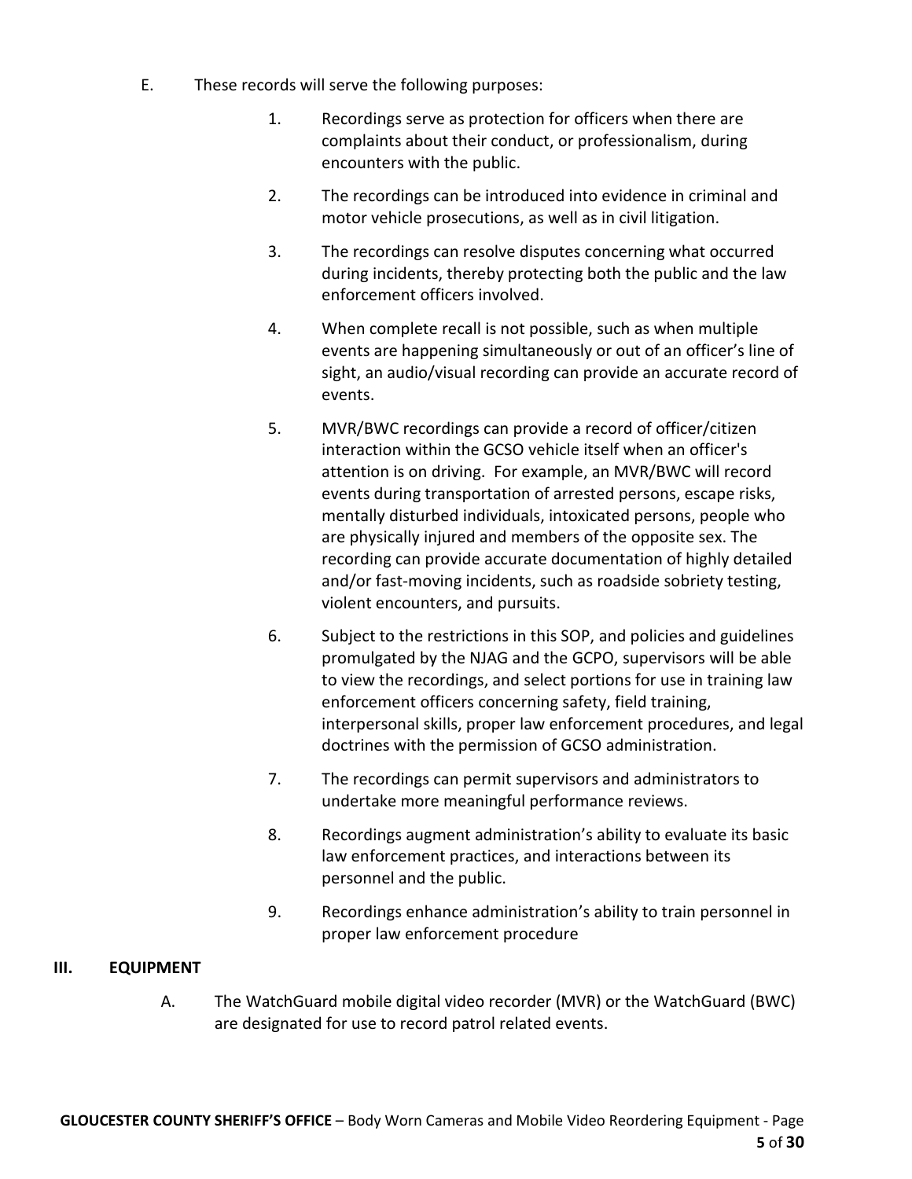E. These records will serve the following purposes:

1. Recordings serve as protection for officers when there are complaints about their conduct, or professionalism, during encounters with the public.

2. The recordings can be introduced into evidence in criminal and motor vehicle prosecutions, as well as in civil litigation.

3. The recordings can resolve disputes concerning what occurred during incidents, thereby protecting both the public and the law enforcement officers involved.

4. When complete recall is not possible, such as when multiple events are happening simultaneously or out of an officer's line of sight, an audio/visual recording can provide an accurate record of events.

5. MVR/BWC recordings can provide a record of officer/citizen interaction within the GCSO vehicle itself when an officer's attention is on driving. For example, an MVR/BWC will record events during transportation of arrested persons, escape risks, mentally disturbed individuals, intoxicated persons, people who are physically injured and members of the opposite sex. The recording can provide accurate documentation of highly detailed and/or fast-moving incidents, such as roadside sobriety testing, violent encounters, and pursuits.

6. Subject to the restrictions in this SOP, and policies and guidelines promulgated by the NJAG and the GCPO, supervisors will be able to view the recordings, and select portions for use in training law enforcement officers concerning safety, field training, interpersonal skills, proper law enforcement procedures, and legal doctrines with the permission of GCSO administration.

7. The recordings can permit supervisors and administrators to undertake more meaningful performance reviews.

8. Recordings augment administration's ability to evaluate its basic law enforcement practices, and interactions between its personnel and the public.

9. Recordings enhance administration's ability to train personnel in proper law enforcement procedure

## III. EQUIPMENT

A. The WatchGuard mobile digital video recorder (MVR) or the WatchGuard (BWC) are designated for use to record patrol related events.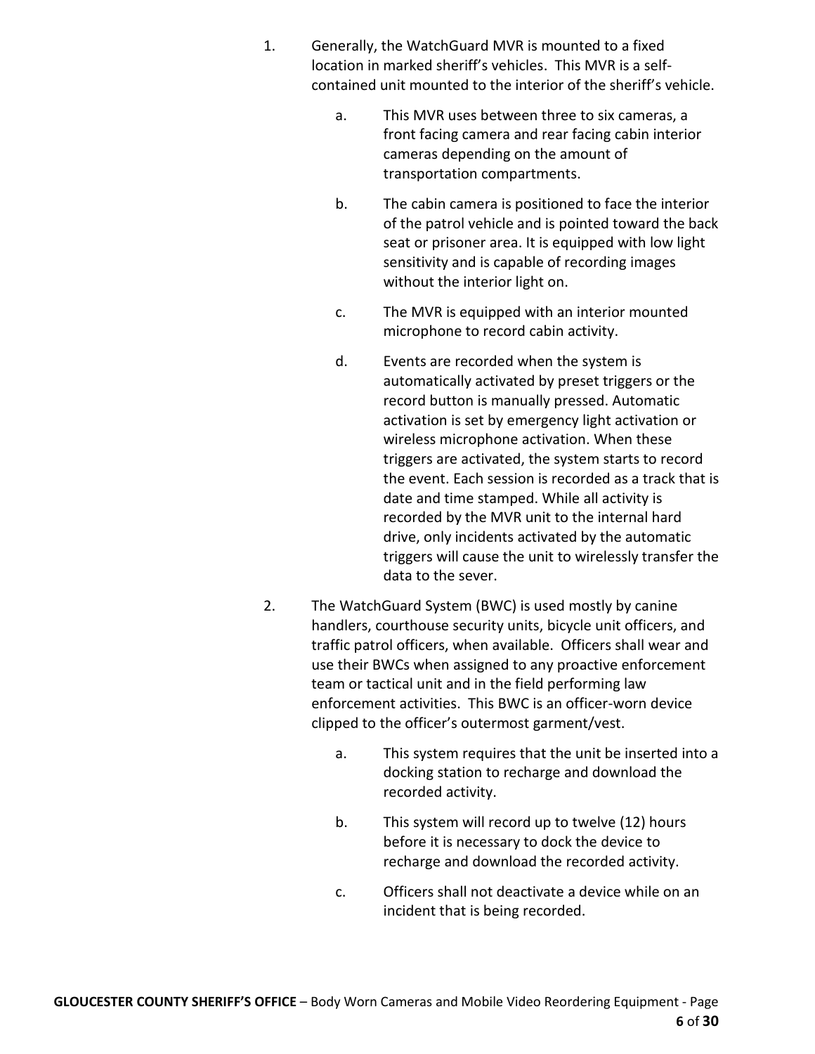1. Generally, the WatchGuard MVR is mounted to a fixed location in marked sheriff's vehicles. This MVR is a self-contained unit mounted to the interior of the sheriff's vehicle.

    a. This MVR uses between three to six cameras, a front facing camera and rear facing cabin interior cameras depending on the amount of transportation compartments.

    b. The cabin camera is positioned to face the interior of the patrol vehicle and is pointed toward the back seat or prisoner area. It is equipped with low light sensitivity and is capable of recording images without the interior light on.

    c. The MVR is equipped with an interior mounted microphone to record cabin activity.

    d. Events are recorded when the system is automatically activated by preset triggers or the record button is manually pressed. Automatic activation is set by emergency light activation or wireless microphone activation. When these triggers are activated, the system starts to record the event. Each session is recorded as a track that is date and time stamped. While all activity is recorded by the MVR unit to the internal hard drive, only incidents activated by the automatic triggers will cause the unit to wirelessly transfer the data to the sever.

2. The WatchGuard System (BWC) is used mostly by canine handlers, courthouse security units, bicycle unit officers, and traffic patrol officers, when available. Officers shall wear and use their BWCs when assigned to any proactive enforcement team or tactical unit and in the field performing law enforcement activities. This BWC is an officer-worn device clipped to the officer's outermost garment/vest.

    a. This system requires that the unit be inserted into a docking station to recharge and download the recorded activity.

    b. This system will record up to twelve (12) hours before it is necessary to dock the device to recharge and download the recorded activity.

    c. Officers shall not deactivate a device while on an incident that is being recorded.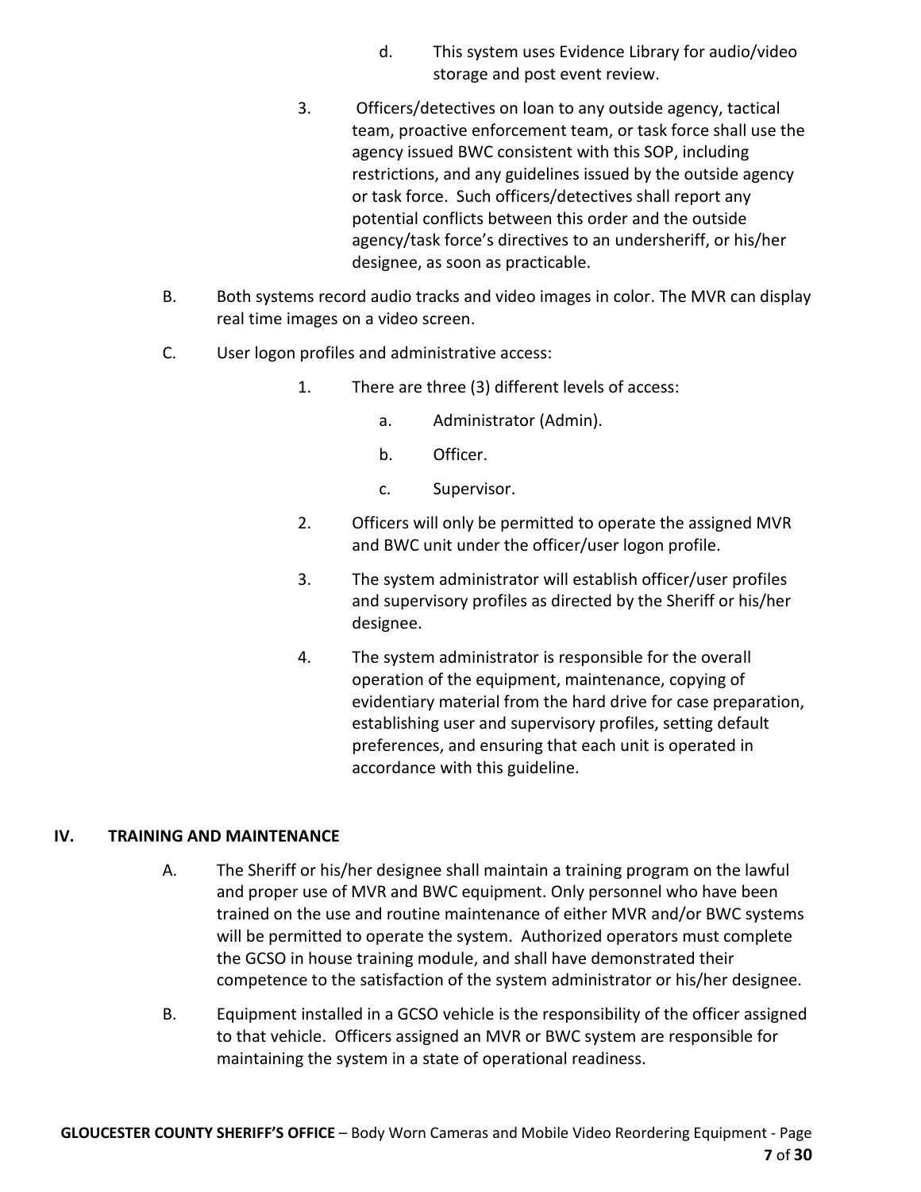d. This system uses Evidence Library for audio/video storage and post event review.

3. Officers/detectives on loan to any outside agency, tactical team, proactive enforcement team, or task force shall use the agency issued BWC consistent with this SOP, including restrictions, and any guidelines issued by the outside agency or task force. Such officers/detectives shall report any potential conflicts between this order and the outside agency/task force's directives to an undersheriff, or his/her designee, as soon as practicable.

B. Both systems record audio tracks and video images in color. The MVR can display real time images on a video screen.

C. User logon profiles and administrative access:

1. There are three (3) different levels of access:

   a. Administrator (Admin).

   b. Officer.

   c. Supervisor.

2. Officers will only be permitted to operate the assigned MVR and BWC unit under the officer/user logon profile.

3. The system administrator will establish officer/user profiles and supervisory profiles as directed by the Sheriff or his/her designee.

4. The system administrator is responsible for the overall operation of the equipment, maintenance, copying of evidentiary material from the hard drive for case preparation, establishing user and supervisory profiles, setting default preferences, and ensuring that each unit is operated in accordance with this guideline.

## IV. TRAINING AND MAINTENANCE

A. The Sheriff or his/her designee shall maintain a training program on the lawful and proper use of MVR and BWC equipment. Only personnel who have been trained on the use and routine maintenance of either MVR and/or BWC systems will be permitted to operate the system. Authorized operators must complete the GCSO in house training module, and shall have demonstrated their competence to the satisfaction of the system administrator or his/her designee.

B. Equipment installed in a GCSO vehicle is the responsibility of the officer assigned to that vehicle. Officers assigned an MVR or BWC system are responsible for maintaining the system in a state of operational readiness.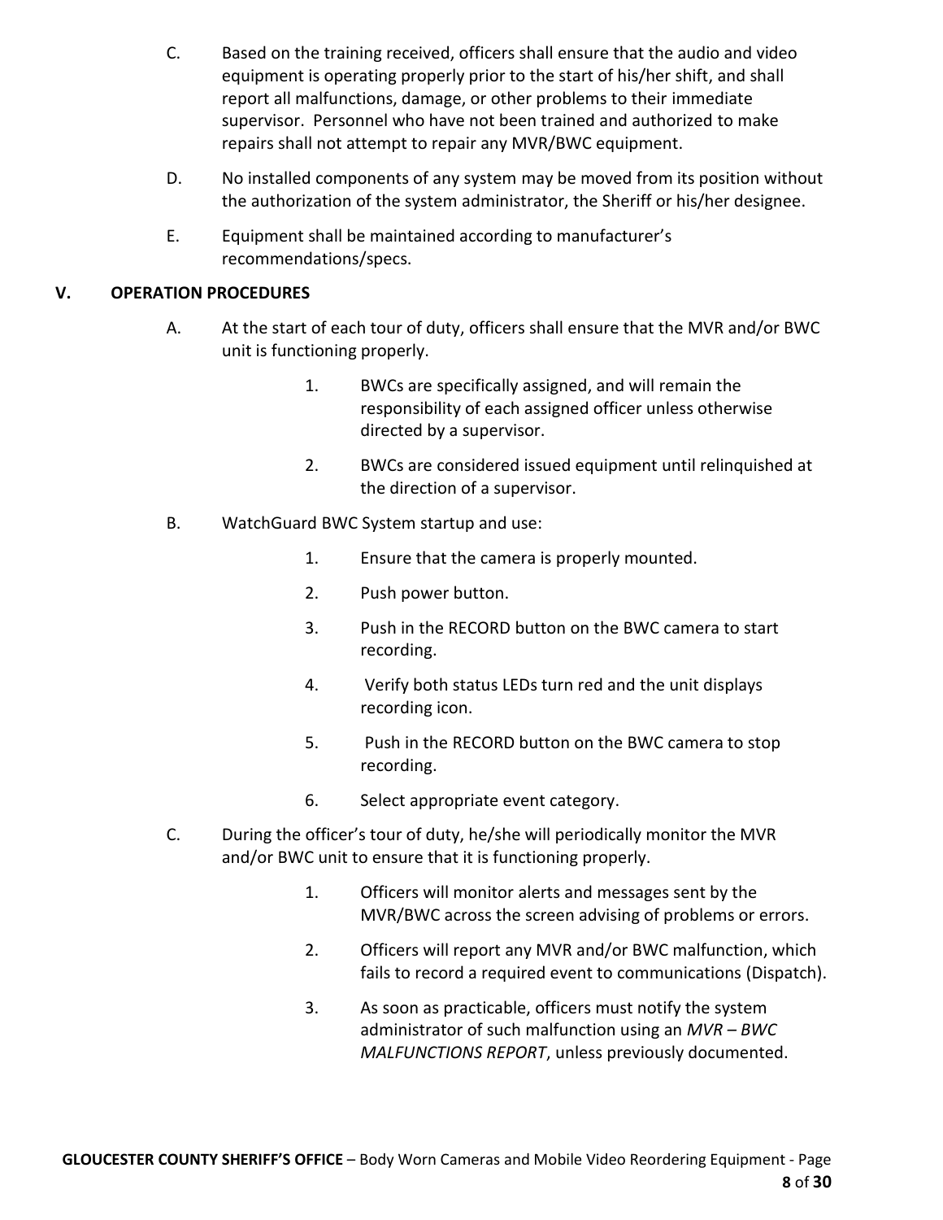C. Based on the training received, officers shall ensure that the audio and video equipment is operating properly prior to the start of his/her shift, and shall report all malfunctions, damage, or other problems to their immediate supervisor. Personnel who have not been trained and authorized to make repairs shall not attempt to repair any MVR/BWC equipment.

D. No installed components of any system may be moved from its position without the authorization of the system administrator, the Sheriff or his/her designee.

E. Equipment shall be maintained according to manufacturer's recommendations/specs.

## V. OPERATION PROCEDURES

A. At the start of each tour of duty, officers shall ensure that the MVR and/or BWC unit is functioning properly.

1. BWCs are specifically assigned, and will remain the responsibility of each assigned officer unless otherwise directed by a supervisor.
2. BWCs are considered issued equipment until relinquished at the direction of a supervisor.

B. WatchGuard BWC System startup and use:

1. Ensure that the camera is properly mounted.
2. Push power button.
3. Push in the RECORD button on the BWC camera to start recording.
4. Verify both status LEDs turn red and the unit displays recording icon.
5. Push in the RECORD button on the BWC camera to stop recording.
6. Select appropriate event category.

C. During the officer's tour of duty, he/she will periodically monitor the MVR and/or BWC unit to ensure that it is functioning properly.

1. Officers will monitor alerts and messages sent by the MVR/BWC across the screen advising of problems or errors.
2. Officers will report any MVR and/or BWC malfunction, which fails to record a required event to communications (Dispatch).
3. As soon as practicable, officers must notify the system administrator of such malfunction using an *MVR – BWC MALFUNCTIONS REPORT*, unless previously documented.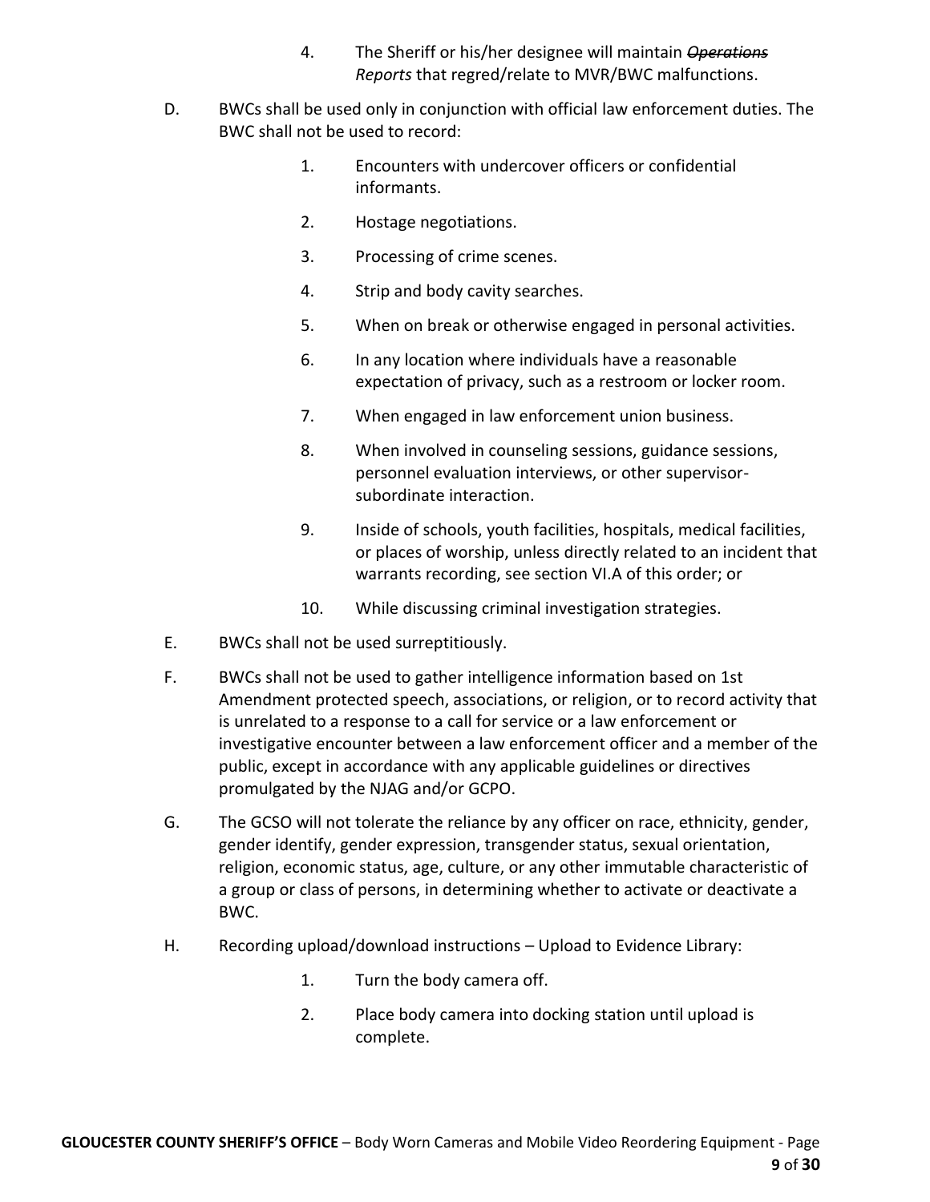4. The Sheriff or his/her designee will maintain ~~*Operations*~~ *Reports* that regred/relate to MVR/BWC malfunctions.

D. BWCs shall be used only in conjunction with official law enforcement duties. The BWC shall not be used to record:

   1. Encounters with undercover officers or confidential informants.
   2. Hostage negotiations.
   3. Processing of crime scenes.
   4. Strip and body cavity searches.
   5. When on break or otherwise engaged in personal activities.
   6. In any location where individuals have a reasonable expectation of privacy, such as a restroom or locker room.
   7. When engaged in law enforcement union business.
   8. When involved in counseling sessions, guidance sessions, personnel evaluation interviews, or other supervisor-subordinate interaction.
   9. Inside of schools, youth facilities, hospitals, medical facilities, or places of worship, unless directly related to an incident that warrants recording, see section VI.A of this order; or
   10. While discussing criminal investigation strategies.

E. BWCs shall not be used surreptitiously.

F. BWCs shall not be used to gather intelligence information based on 1st Amendment protected speech, associations, or religion, or to record activity that is unrelated to a response to a call for service or a law enforcement or investigative encounter between a law enforcement officer and a member of the public, except in accordance with any applicable guidelines or directives promulgated by the NJAG and/or GCPO.

G. The GCSO will not tolerate the reliance by any officer on race, ethnicity, gender, gender identify, gender expression, transgender status, sexual orientation, religion, economic status, age, culture, or any other immutable characteristic of a group or class of persons, in determining whether to activate or deactivate a BWC.

H. Recording upload/download instructions – Upload to Evidence Library:

   1. Turn the body camera off.
   2. Place body camera into docking station until upload is complete.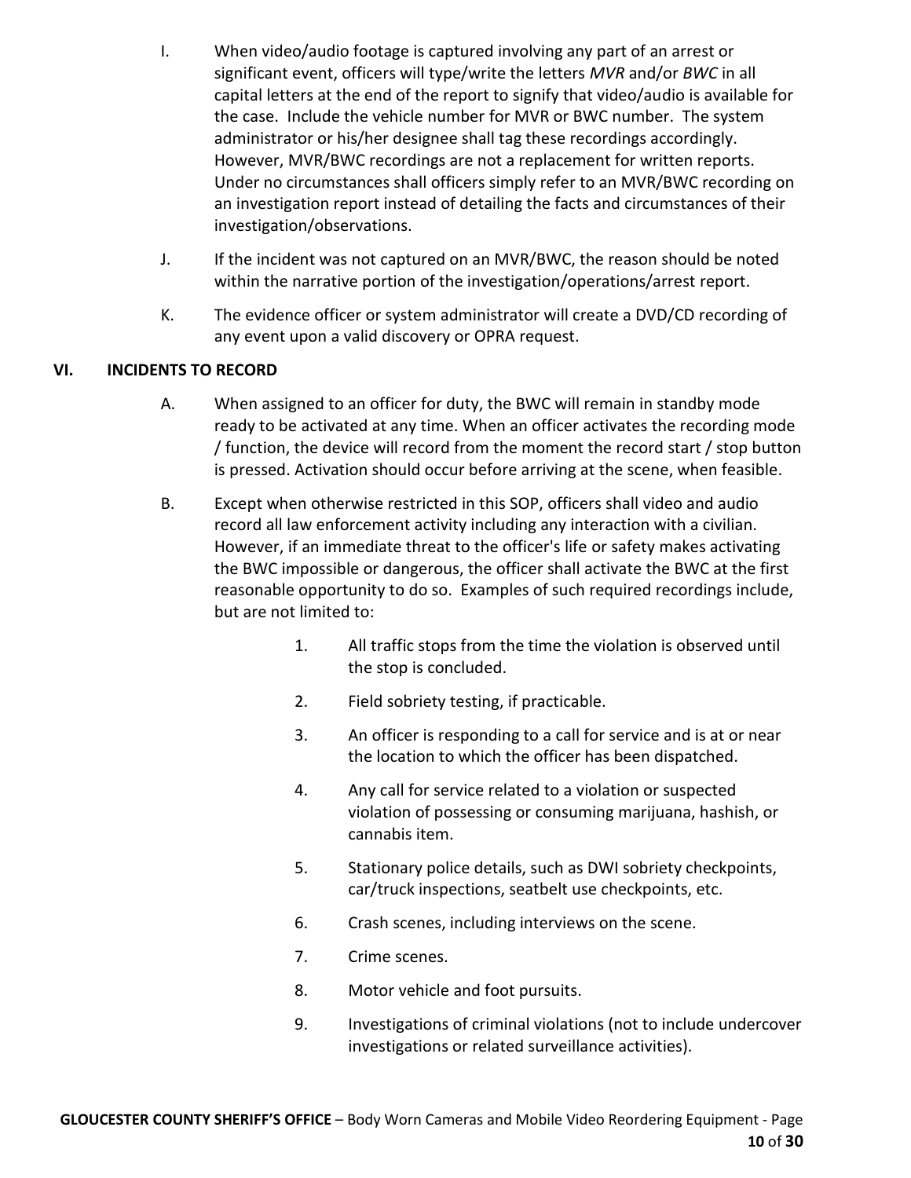I. When video/audio footage is captured involving any part of an arrest or significant event, officers will type/write the letters *MVR* and/or *BWC* in all capital letters at the end of the report to signify that video/audio is available for the case. Include the vehicle number for MVR or BWC number. The system administrator or his/her designee shall tag these recordings accordingly. However, MVR/BWC recordings are not a replacement for written reports. Under no circumstances shall officers simply refer to an MVR/BWC recording on an investigation report instead of detailing the facts and circumstances of their investigation/observations.

J. If the incident was not captured on an MVR/BWC, the reason should be noted within the narrative portion of the investigation/operations/arrest report.

K. The evidence officer or system administrator will create a DVD/CD recording of any event upon a valid discovery or OPRA request.

## VI. INCIDENTS TO RECORD

A. When assigned to an officer for duty, the BWC will remain in standby mode ready to be activated at any time. When an officer activates the recording mode / function, the device will record from the moment the record start / stop button is pressed. Activation should occur before arriving at the scene, when feasible.

B. Except when otherwise restricted in this SOP, officers shall video and audio record all law enforcement activity including any interaction with a civilian. However, if an immediate threat to the officer's life or safety makes activating the BWC impossible or dangerous, the officer shall activate the BWC at the first reasonable opportunity to do so. Examples of such required recordings include, but are not limited to:

1. All traffic stops from the time the violation is observed until the stop is concluded.
2. Field sobriety testing, if practicable.
3. An officer is responding to a call for service and is at or near the location to which the officer has been dispatched.
4. Any call for service related to a violation or suspected violation of possessing or consuming marijuana, hashish, or cannabis item.
5. Stationary police details, such as DWI sobriety checkpoints, car/truck inspections, seatbelt use checkpoints, etc.
6. Crash scenes, including interviews on the scene.
7. Crime scenes.
8. Motor vehicle and foot pursuits.
9. Investigations of criminal violations (not to include undercover investigations or related surveillance activities).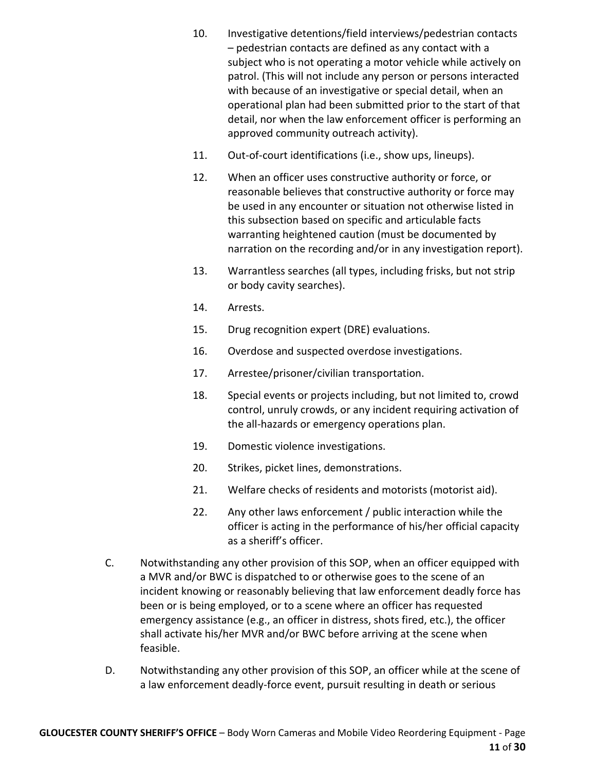10. Investigative detentions/field interviews/pedestrian contacts – pedestrian contacts are defined as any contact with a subject who is not operating a motor vehicle while actively on patrol. (This will not include any person or persons interacted with because of an investigative or special detail, when an operational plan had been submitted prior to the start of that detail, nor when the law enforcement officer is performing an approved community outreach activity).

11. Out-of-court identifications (i.e., show ups, lineups).

12. When an officer uses constructive authority or force, or reasonable believes that constructive authority or force may be used in any encounter or situation not otherwise listed in this subsection based on specific and articulable facts warranting heightened caution (must be documented by narration on the recording and/or in any investigation report).

13. Warrantless searches (all types, including frisks, but not strip or body cavity searches).

14. Arrests.

15. Drug recognition expert (DRE) evaluations.

16. Overdose and suspected overdose investigations.

17. Arrestee/prisoner/civilian transportation.

18. Special events or projects including, but not limited to, crowd control, unruly crowds, or any incident requiring activation of the all-hazards or emergency operations plan.

19. Domestic violence investigations.

20. Strikes, picket lines, demonstrations.

21. Welfare checks of residents and motorists (motorist aid).

22. Any other laws enforcement / public interaction while the officer is acting in the performance of his/her official capacity as a sheriff's officer.

C. Notwithstanding any other provision of this SOP, when an officer equipped with a MVR and/or BWC is dispatched to or otherwise goes to the scene of an incident knowing or reasonably believing that law enforcement deadly force has been or is being employed, or to a scene where an officer has requested emergency assistance (e.g., an officer in distress, shots fired, etc.), the officer shall activate his/her MVR and/or BWC before arriving at the scene when feasible.

D. Notwithstanding any other provision of this SOP, an officer while at the scene of a law enforcement deadly-force event, pursuit resulting in death or serious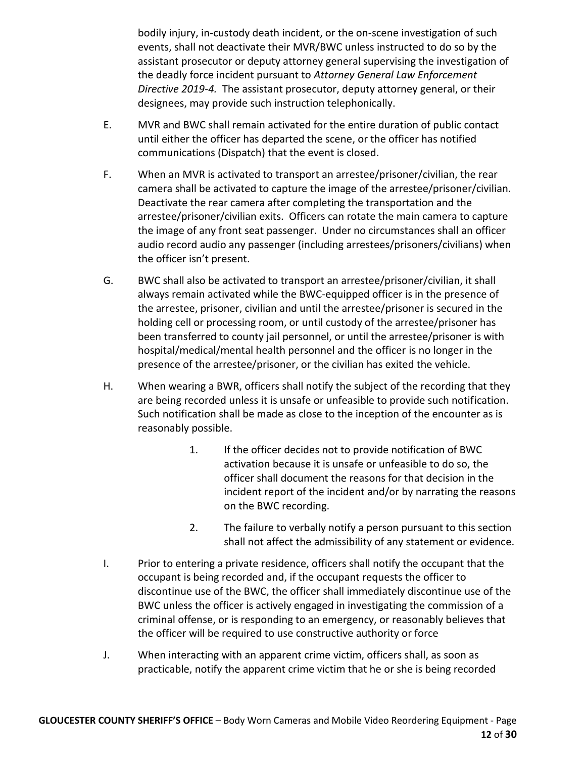bodily injury, in-custody death incident, or the on-scene investigation of such events, shall not deactivate their MVR/BWC unless instructed to do so by the assistant prosecutor or deputy attorney general supervising the investigation of the deadly force incident pursuant to *Attorney General Law Enforcement Directive 2019-4.* The assistant prosecutor, deputy attorney general, or their designees, may provide such instruction telephonically.

E. MVR and BWC shall remain activated for the entire duration of public contact until either the officer has departed the scene, or the officer has notified communications (Dispatch) that the event is closed.

F. When an MVR is activated to transport an arrestee/prisoner/civilian, the rear camera shall be activated to capture the image of the arrestee/prisoner/civilian. Deactivate the rear camera after completing the transportation and the arrestee/prisoner/civilian exits. Officers can rotate the main camera to capture the image of any front seat passenger. Under no circumstances shall an officer audio record audio any passenger (including arrestees/prisoners/civilians) when the officer isn't present.

G. BWC shall also be activated to transport an arrestee/prisoner/civilian, it shall always remain activated while the BWC-equipped officer is in the presence of the arrestee, prisoner, civilian and until the arrestee/prisoner is secured in the holding cell or processing room, or until custody of the arrestee/prisoner has been transferred to county jail personnel, or until the arrestee/prisoner is with hospital/medical/mental health personnel and the officer is no longer in the presence of the arrestee/prisoner, or the civilian has exited the vehicle.

H. When wearing a BWR, officers shall notify the subject of the recording that they are being recorded unless it is unsafe or unfeasible to provide such notification. Such notification shall be made as close to the inception of the encounter as is reasonably possible.

1. If the officer decides not to provide notification of BWC activation because it is unsafe or unfeasible to do so, the officer shall document the reasons for that decision in the incident report of the incident and/or by narrating the reasons on the BWC recording.

2. The failure to verbally notify a person pursuant to this section shall not affect the admissibility of any statement or evidence.

I. Prior to entering a private residence, officers shall notify the occupant that the occupant is being recorded and, if the occupant requests the officer to discontinue use of the BWC, the officer shall immediately discontinue use of the BWC unless the officer is actively engaged in investigating the commission of a criminal offense, or is responding to an emergency, or reasonably believes that the officer will be required to use constructive authority or force

J. When interacting with an apparent crime victim, officers shall, as soon as practicable, notify the apparent crime victim that he or she is being recorded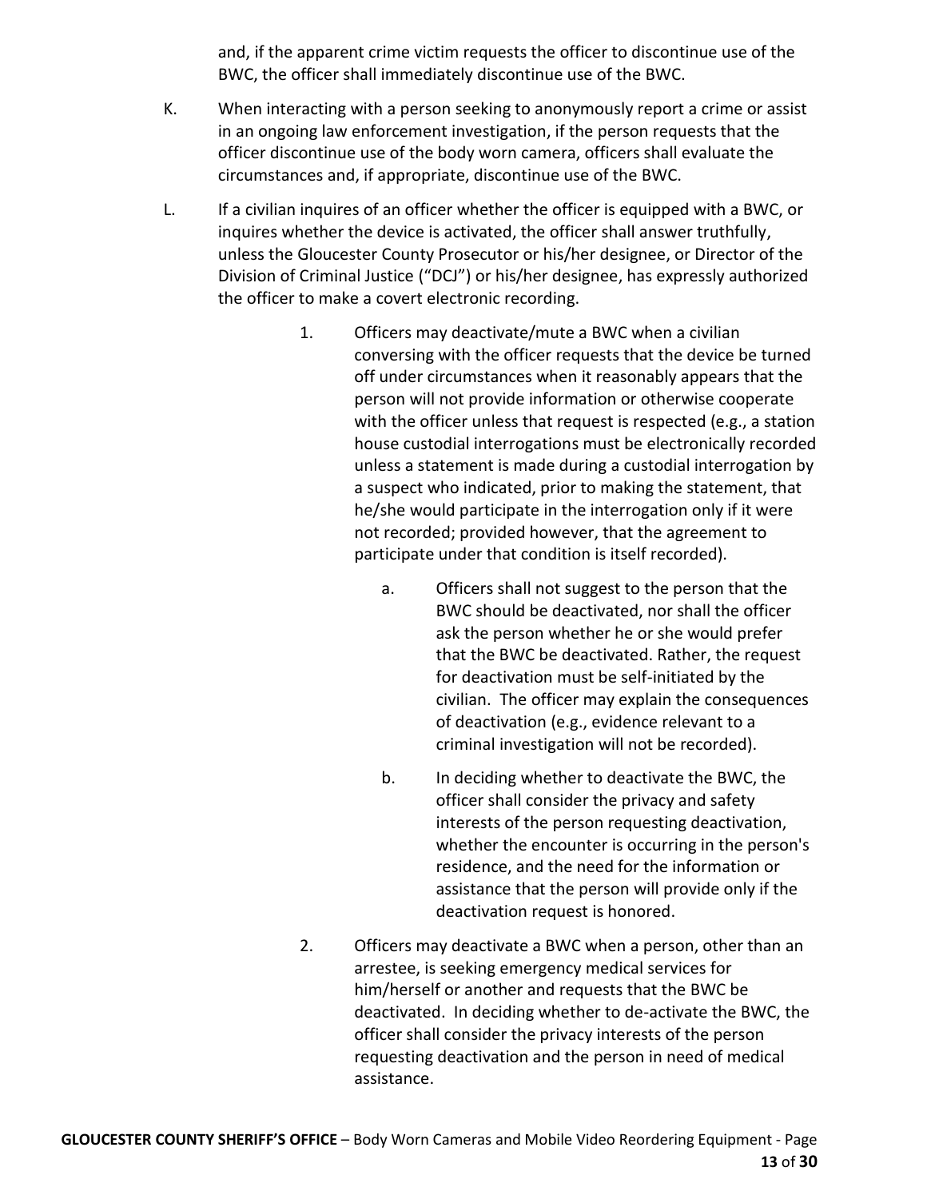and, if the apparent crime victim requests the officer to discontinue use of the BWC, the officer shall immediately discontinue use of the BWC.

K. When interacting with a person seeking to anonymously report a crime or assist in an ongoing law enforcement investigation, if the person requests that the officer discontinue use of the body worn camera, officers shall evaluate the circumstances and, if appropriate, discontinue use of the BWC.

L. If a civilian inquires of an officer whether the officer is equipped with a BWC, or inquires whether the device is activated, the officer shall answer truthfully, unless the Gloucester County Prosecutor or his/her designee, or Director of the Division of Criminal Justice ("DCJ") or his/her designee, has expressly authorized the officer to make a covert electronic recording.

1. Officers may deactivate/mute a BWC when a civilian conversing with the officer requests that the device be turned off under circumstances when it reasonably appears that the person will not provide information or otherwise cooperate with the officer unless that request is respected (e.g., a station house custodial interrogations must be electronically recorded unless a statement is made during a custodial interrogation by a suspect who indicated, prior to making the statement, that he/she would participate in the interrogation only if it were not recorded; provided however, that the agreement to participate under that condition is itself recorded).

    a. Officers shall not suggest to the person that the BWC should be deactivated, nor shall the officer ask the person whether he or she would prefer that the BWC be deactivated. Rather, the request for deactivation must be self-initiated by the civilian. The officer may explain the consequences of deactivation (e.g., evidence relevant to a criminal investigation will not be recorded).

    b. In deciding whether to deactivate the BWC, the officer shall consider the privacy and safety interests of the person requesting deactivation, whether the encounter is occurring in the person's residence, and the need for the information or assistance that the person will provide only if the deactivation request is honored.

2. Officers may deactivate a BWC when a person, other than an arrestee, is seeking emergency medical services for him/herself or another and requests that the BWC be deactivated. In deciding whether to de-activate the BWC, the officer shall consider the privacy interests of the person requesting deactivation and the person in need of medical assistance.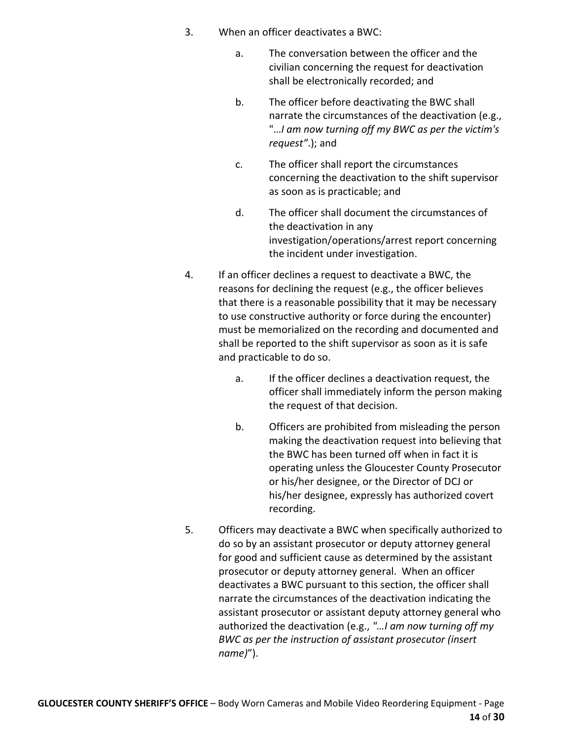3. When an officer deactivates a BWC:

   a. The conversation between the officer and the civilian concerning the request for deactivation shall be electronically recorded; and

   b. The officer before deactivating the BWC shall narrate the circumstances of the deactivation (e.g., "…*I am now turning off my BWC as per the victim's request"*.); and

   c. The officer shall report the circumstances concerning the deactivation to the shift supervisor as soon as is practicable; and

   d. The officer shall document the circumstances of the deactivation in any investigation/operations/arrest report concerning the incident under investigation.

4. If an officer declines a request to deactivate a BWC, the reasons for declining the request (e.g., the officer believes that there is a reasonable possibility that it may be necessary to use constructive authority or force during the encounter) must be memorialized on the recording and documented and shall be reported to the shift supervisor as soon as it is safe and practicable to do so.

   a. If the officer declines a deactivation request, the officer shall immediately inform the person making the request of that decision.

   b. Officers are prohibited from misleading the person making the deactivation request into believing that the BWC has been turned off when in fact it is operating unless the Gloucester County Prosecutor or his/her designee, or the Director of DCJ or his/her designee, expressly has authorized covert recording.

5. Officers may deactivate a BWC when specifically authorized to do so by an assistant prosecutor or deputy attorney general for good and sufficient cause as determined by the assistant prosecutor or deputy attorney general. When an officer deactivates a BWC pursuant to this section, the officer shall narrate the circumstances of the deactivation indicating the assistant prosecutor or assistant deputy attorney general who authorized the deactivation (e.g., *"…I am now turning off my BWC as per the instruction of assistant prosecutor (insert name)*").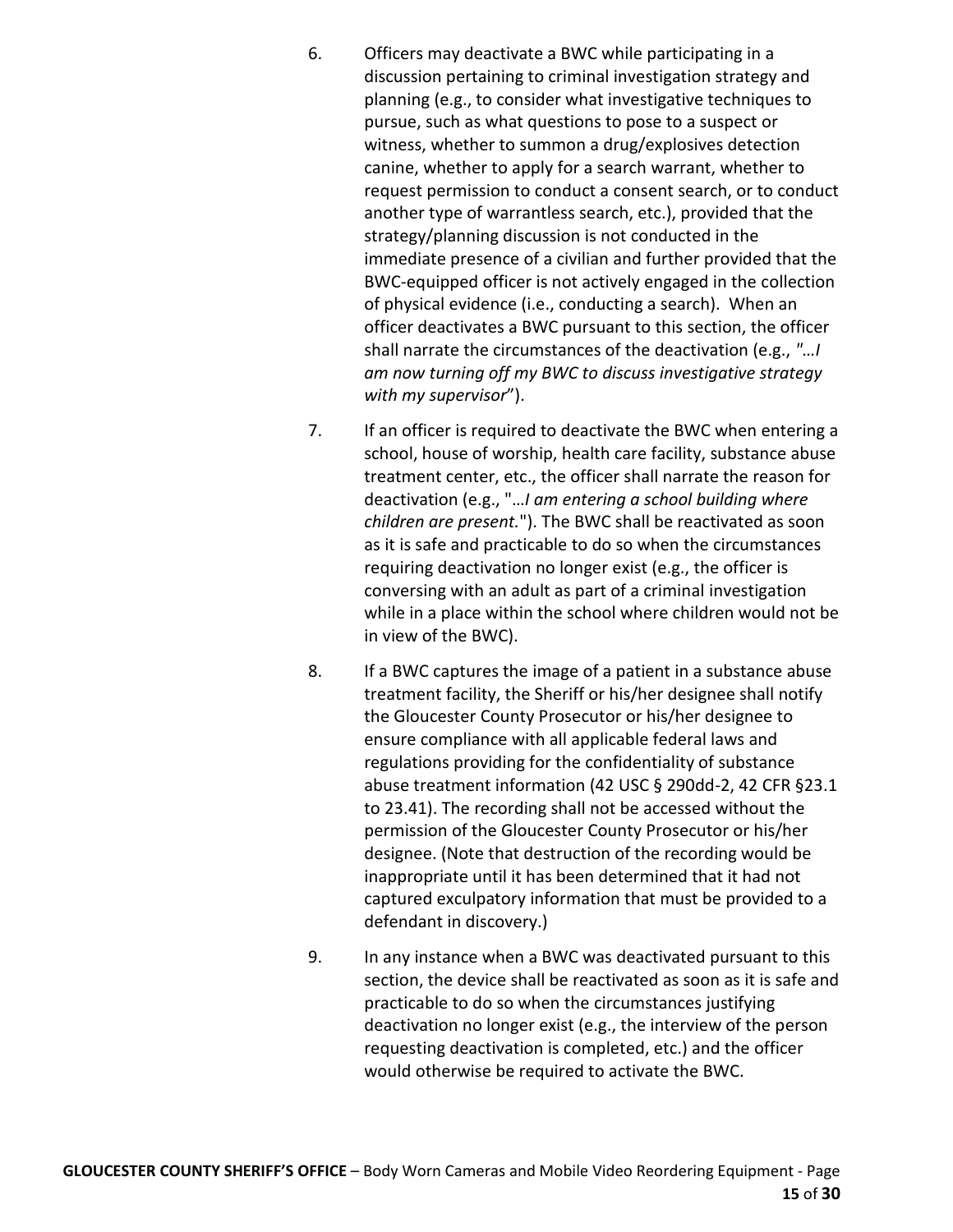6. Officers may deactivate a BWC while participating in a discussion pertaining to criminal investigation strategy and planning (e.g., to consider what investigative techniques to pursue, such as what questions to pose to a suspect or witness, whether to summon a drug/explosives detection canine, whether to apply for a search warrant, whether to request permission to conduct a consent search, or to conduct another type of warrantless search, etc.), provided that the strategy/planning discussion is not conducted in the immediate presence of a civilian and further provided that the BWC-equipped officer is not actively engaged in the collection of physical evidence (i.e., conducting a search). When an officer deactivates a BWC pursuant to this section, the officer shall narrate the circumstances of the deactivation (e.g., *"…I am now turning off my BWC to discuss investigative strategy with my supervisor*").

7. If an officer is required to deactivate the BWC when entering a school, house of worship, health care facility, substance abuse treatment center, etc., the officer shall narrate the reason for deactivation (e.g., "*…I am entering a school building where children are present.*"). The BWC shall be reactivated as soon as it is safe and practicable to do so when the circumstances requiring deactivation no longer exist (e.g., the officer is conversing with an adult as part of a criminal investigation while in a place within the school where children would not be in view of the BWC).

8. If a BWC captures the image of a patient in a substance abuse treatment facility, the Sheriff or his/her designee shall notify the Gloucester County Prosecutor or his/her designee to ensure compliance with all applicable federal laws and regulations providing for the confidentiality of substance abuse treatment information (42 USC § 290dd-2, 42 CFR §23.1 to 23.41). The recording shall not be accessed without the permission of the Gloucester County Prosecutor or his/her designee. (Note that destruction of the recording would be inappropriate until it has been determined that it had not captured exculpatory information that must be provided to a defendant in discovery.)

9. In any instance when a BWC was deactivated pursuant to this section, the device shall be reactivated as soon as it is safe and practicable to do so when the circumstances justifying deactivation no longer exist (e.g., the interview of the person requesting deactivation is completed, etc.) and the officer would otherwise be required to activate the BWC.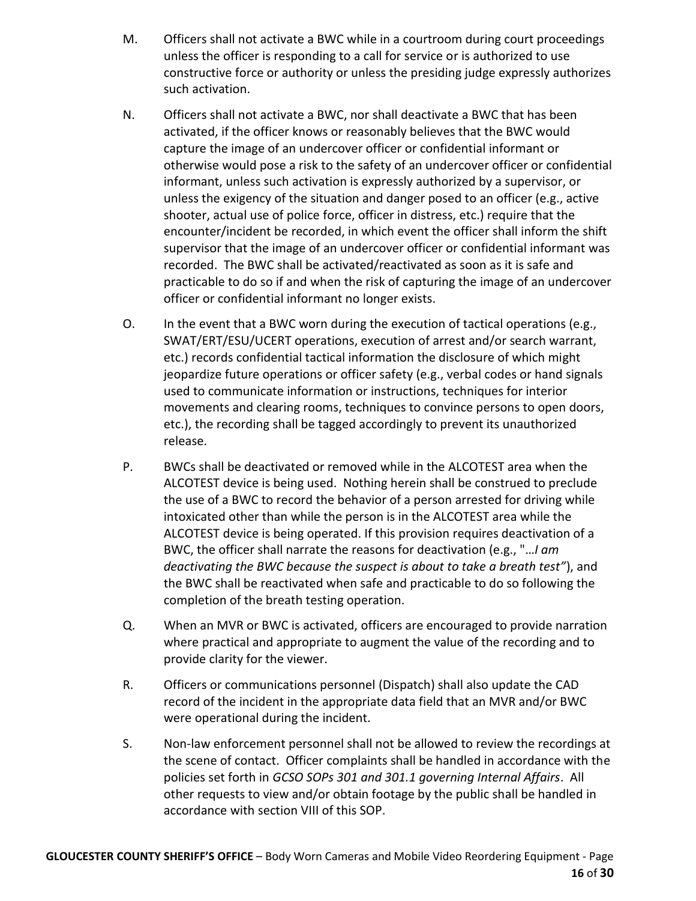M. Officers shall not activate a BWC while in a courtroom during court proceedings unless the officer is responding to a call for service or is authorized to use constructive force or authority or unless the presiding judge expressly authorizes such activation.

N. Officers shall not activate a BWC, nor shall deactivate a BWC that has been activated, if the officer knows or reasonably believes that the BWC would capture the image of an undercover officer or confidential informant or otherwise would pose a risk to the safety of an undercover officer or confidential informant, unless such activation is expressly authorized by a supervisor, or unless the exigency of the situation and danger posed to an officer (e.g., active shooter, actual use of police force, officer in distress, etc.) require that the encounter/incident be recorded, in which event the officer shall inform the shift supervisor that the image of an undercover officer or confidential informant was recorded. The BWC shall be activated/reactivated as soon as it is safe and practicable to do so if and when the risk of capturing the image of an undercover officer or confidential informant no longer exists.

O. In the event that a BWC worn during the execution of tactical operations (e.g., SWAT/ERT/ESU/UCERT operations, execution of arrest and/or search warrant, etc.) records confidential tactical information the disclosure of which might jeopardize future operations or officer safety (e.g., verbal codes or hand signals used to communicate information or instructions, techniques for interior movements and clearing rooms, techniques to convince persons to open doors, etc.), the recording shall be tagged accordingly to prevent its unauthorized release.

P. BWCs shall be deactivated or removed while in the ALCOTEST area when the ALCOTEST device is being used. Nothing herein shall be construed to preclude the use of a BWC to record the behavior of a person arrested for driving while intoxicated other than while the person is in the ALCOTEST area while the ALCOTEST device is being operated. If this provision requires deactivation of a BWC, the officer shall narrate the reasons for deactivation (e.g., "*…I am deactivating the BWC because the suspect is about to take a breath test"*), and the BWC shall be reactivated when safe and practicable to do so following the completion of the breath testing operation.

Q. When an MVR or BWC is activated, officers are encouraged to provide narration where practical and appropriate to augment the value of the recording and to provide clarity for the viewer.

R. Officers or communications personnel (Dispatch) shall also update the CAD record of the incident in the appropriate data field that an MVR and/or BWC were operational during the incident.

S. Non-law enforcement personnel shall not be allowed to review the recordings at the scene of contact. Officer complaints shall be handled in accordance with the policies set forth in *GCSO SOPs 301 and 301.1 governing Internal Affairs*. All other requests to view and/or obtain footage by the public shall be handled in accordance with section VIII of this SOP.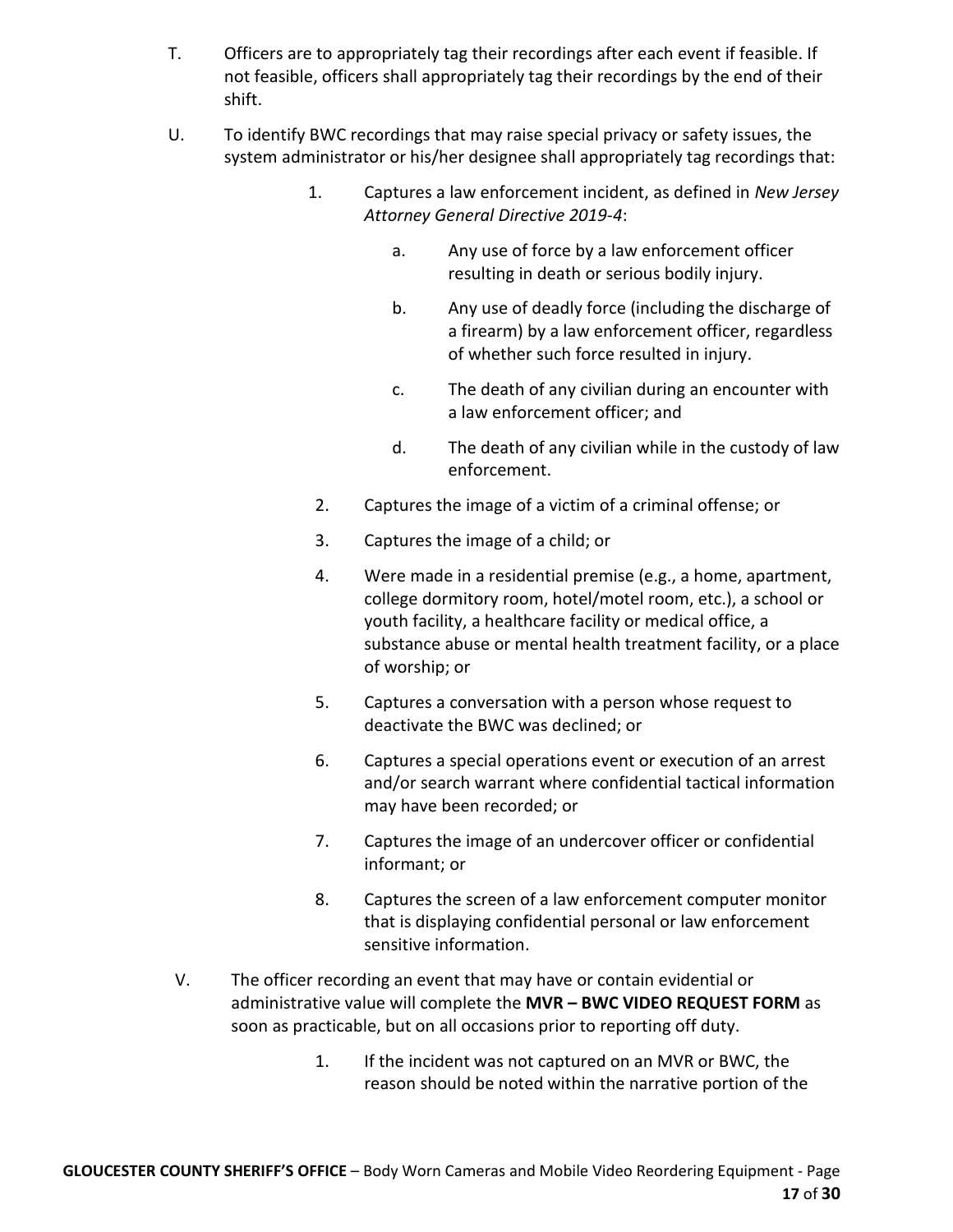T. Officers are to appropriately tag their recordings after each event if feasible. If not feasible, officers shall appropriately tag their recordings by the end of their shift.

U. To identify BWC recordings that may raise special privacy or safety issues, the system administrator or his/her designee shall appropriately tag recordings that:

1. Captures a law enforcement incident, as defined in *New Jersey Attorney General Directive 2019-4*:

    a. Any use of force by a law enforcement officer resulting in death or serious bodily injury.

    b. Any use of deadly force (including the discharge of a firearm) by a law enforcement officer, regardless of whether such force resulted in injury.

    c. The death of any civilian during an encounter with a law enforcement officer; and

    d. The death of any civilian while in the custody of law enforcement.

2. Captures the image of a victim of a criminal offense; or

3. Captures the image of a child; or

4. Were made in a residential premise (e.g., a home, apartment, college dormitory room, hotel/motel room, etc.), a school or youth facility, a healthcare facility or medical office, a substance abuse or mental health treatment facility, or a place of worship; or

5. Captures a conversation with a person whose request to deactivate the BWC was declined; or

6. Captures a special operations event or execution of an arrest and/or search warrant where confidential tactical information may have been recorded; or

7. Captures the image of an undercover officer or confidential informant; or

8. Captures the screen of a law enforcement computer monitor that is displaying confidential personal or law enforcement sensitive information.

V. The officer recording an event that may have or contain evidential or administrative value will complete the **MVR – BWC VIDEO REQUEST FORM** as soon as practicable, but on all occasions prior to reporting off duty.

1. If the incident was not captured on an MVR or BWC, the reason should be noted within the narrative portion of the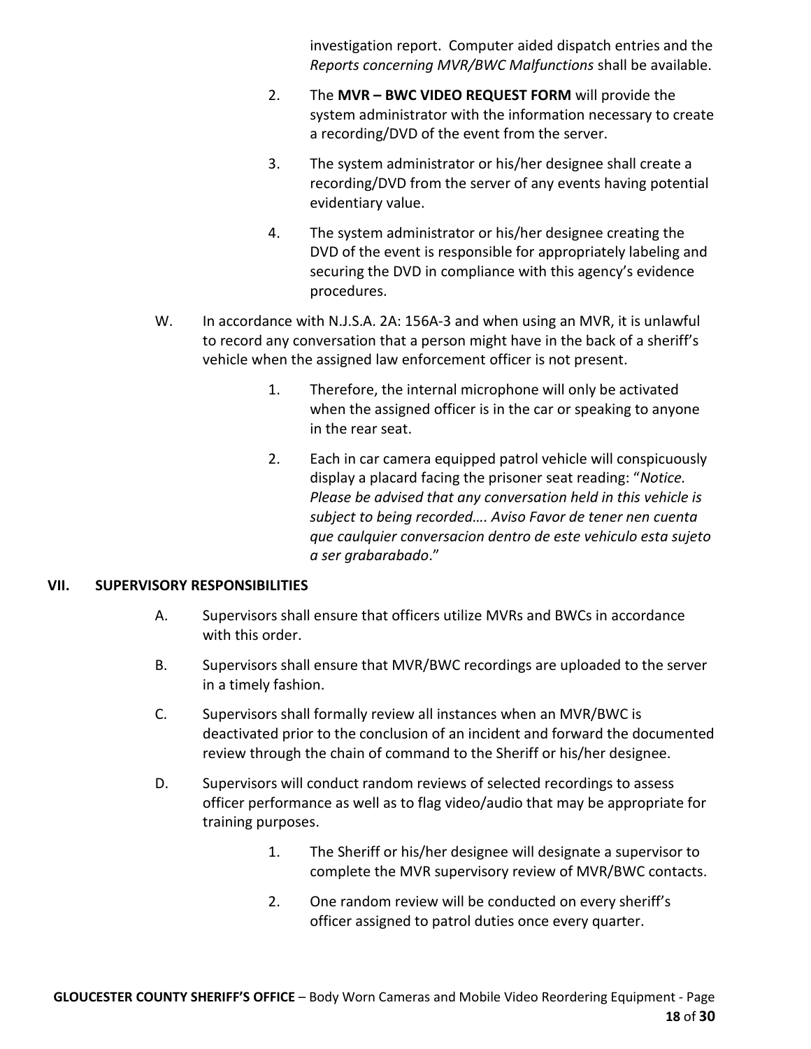investigation report. Computer aided dispatch entries and the *Reports concerning MVR/BWC Malfunctions* shall be available.

2. The **MVR – BWC VIDEO REQUEST FORM** will provide the system administrator with the information necessary to create a recording/DVD of the event from the server.

3. The system administrator or his/her designee shall create a recording/DVD from the server of any events having potential evidentiary value.

4. The system administrator or his/her designee creating the DVD of the event is responsible for appropriately labeling and securing the DVD in compliance with this agency's evidence procedures.

W. In accordance with N.J.S.A. 2A: 156A-3 and when using an MVR, it is unlawful to record any conversation that a person might have in the back of a sheriff's vehicle when the assigned law enforcement officer is not present.

1. Therefore, the internal microphone will only be activated when the assigned officer is in the car or speaking to anyone in the rear seat.

2. Each in car camera equipped patrol vehicle will conspicuously display a placard facing the prisoner seat reading: "*Notice. Please be advised that any conversation held in this vehicle is subject to being recorded…. Aviso Favor de tener nen cuenta que caulquier conversacion dentro de este vehiculo esta sujeto a ser grabarabado*."

## VII. SUPERVISORY RESPONSIBILITIES

A. Supervisors shall ensure that officers utilize MVRs and BWCs in accordance with this order.

B. Supervisors shall ensure that MVR/BWC recordings are uploaded to the server in a timely fashion.

C. Supervisors shall formally review all instances when an MVR/BWC is deactivated prior to the conclusion of an incident and forward the documented review through the chain of command to the Sheriff or his/her designee.

D. Supervisors will conduct random reviews of selected recordings to assess officer performance as well as to flag video/audio that may be appropriate for training purposes.

1. The Sheriff or his/her designee will designate a supervisor to complete the MVR supervisory review of MVR/BWC contacts.

2. One random review will be conducted on every sheriff's officer assigned to patrol duties once every quarter.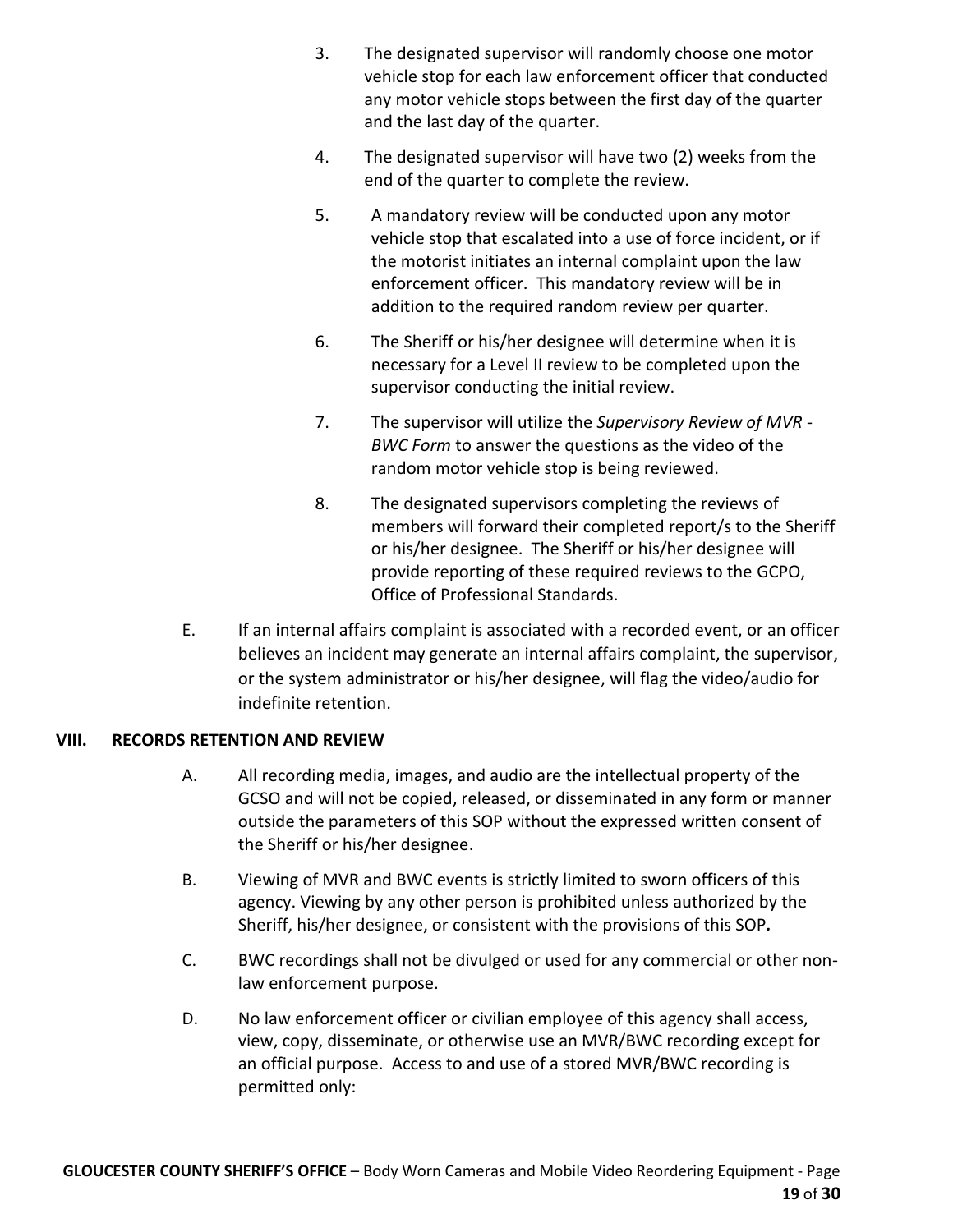3. The designated supervisor will randomly choose one motor vehicle stop for each law enforcement officer that conducted any motor vehicle stops between the first day of the quarter and the last day of the quarter.

4. The designated supervisor will have two (2) weeks from the end of the quarter to complete the review.

5. A mandatory review will be conducted upon any motor vehicle stop that escalated into a use of force incident, or if the motorist initiates an internal complaint upon the law enforcement officer. This mandatory review will be in addition to the required random review per quarter.

6. The Sheriff or his/her designee will determine when it is necessary for a Level II review to be completed upon the supervisor conducting the initial review.

7. The supervisor will utilize the *Supervisory Review of MVR - BWC Form* to answer the questions as the video of the random motor vehicle stop is being reviewed.

8. The designated supervisors completing the reviews of members will forward their completed report/s to the Sheriff or his/her designee. The Sheriff or his/her designee will provide reporting of these required reviews to the GCPO, Office of Professional Standards.

E. If an internal affairs complaint is associated with a recorded event, or an officer believes an incident may generate an internal affairs complaint, the supervisor, or the system administrator or his/her designee, will flag the video/audio for indefinite retention.

## VIII. RECORDS RETENTION AND REVIEW

A. All recording media, images, and audio are the intellectual property of the GCSO and will not be copied, released, or disseminated in any form or manner outside the parameters of this SOP without the expressed written consent of the Sheriff or his/her designee.

B. Viewing of MVR and BWC events is strictly limited to sworn officers of this agency. Viewing by any other person is prohibited unless authorized by the Sheriff, his/her designee, or consistent with the provisions of this SOP***.***

C. BWC recordings shall not be divulged or used for any commercial or other non-law enforcement purpose.

D. No law enforcement officer or civilian employee of this agency shall access, view, copy, disseminate, or otherwise use an MVR/BWC recording except for an official purpose. Access to and use of a stored MVR/BWC recording is permitted only: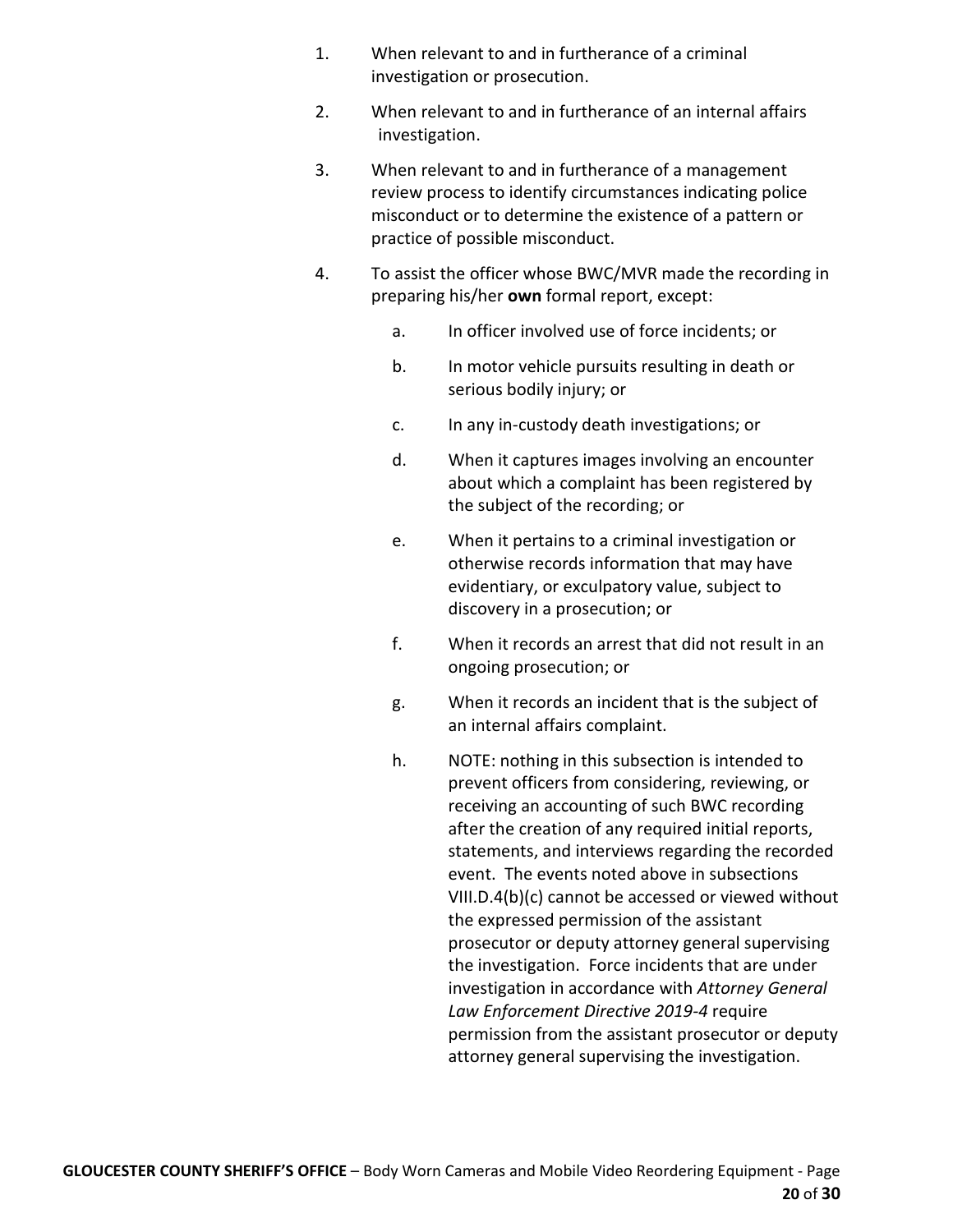1. When relevant to and in furtherance of a criminal investigation or prosecution.

2. When relevant to and in furtherance of an internal affairs investigation.

3. When relevant to and in furtherance of a management review process to identify circumstances indicating police misconduct or to determine the existence of a pattern or practice of possible misconduct.

4. To assist the officer whose BWC/MVR made the recording in preparing his/her **own** formal report, except:

   a. In officer involved use of force incidents; or

   b. In motor vehicle pursuits resulting in death or serious bodily injury; or

   c. In any in-custody death investigations; or

   d. When it captures images involving an encounter about which a complaint has been registered by the subject of the recording; or

   e. When it pertains to a criminal investigation or otherwise records information that may have evidentiary, or exculpatory value, subject to discovery in a prosecution; or

   f. When it records an arrest that did not result in an ongoing prosecution; or

   g. When it records an incident that is the subject of an internal affairs complaint.

   h. NOTE: nothing in this subsection is intended to prevent officers from considering, reviewing, or receiving an accounting of such BWC recording after the creation of any required initial reports, statements, and interviews regarding the recorded event. The events noted above in subsections VIII.D.4(b)(c) cannot be accessed or viewed without the expressed permission of the assistant prosecutor or deputy attorney general supervising the investigation. Force incidents that are under investigation in accordance with *Attorney General Law Enforcement Directive 2019-4* require permission from the assistant prosecutor or deputy attorney general supervising the investigation.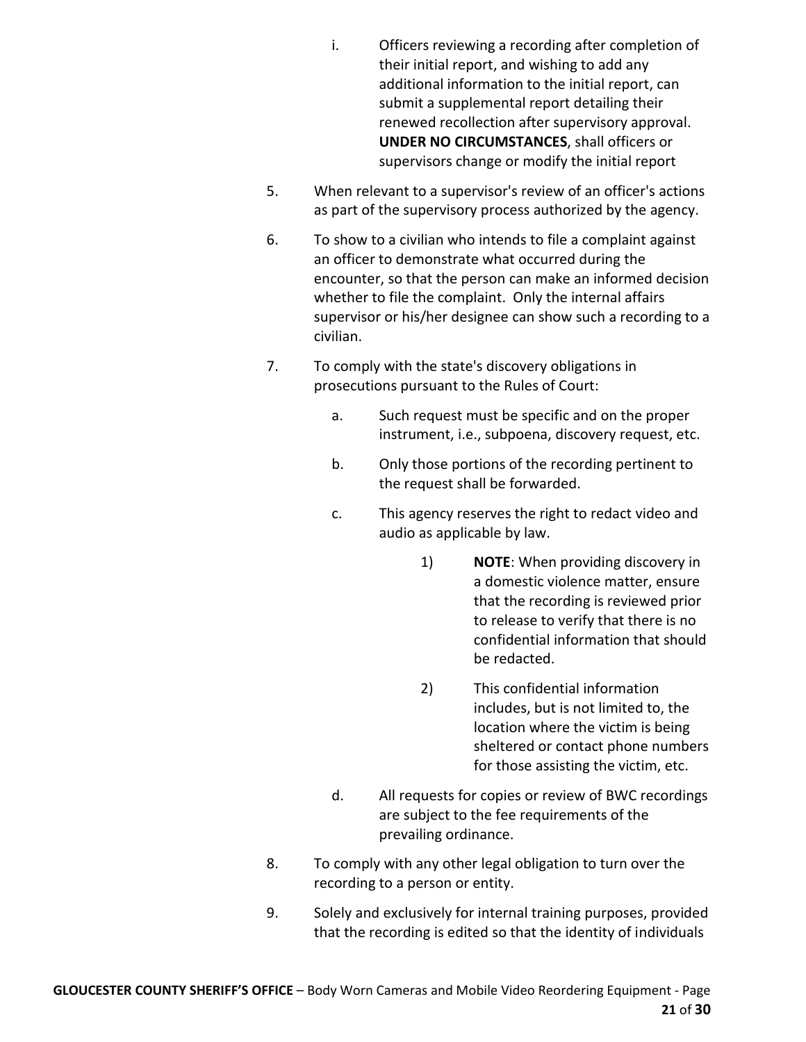i. Officers reviewing a recording after completion of their initial report, and wishing to add any additional information to the initial report, can submit a supplemental report detailing their renewed recollection after supervisory approval. **UNDER NO CIRCUMSTANCES**, shall officers or supervisors change or modify the initial report

5. When relevant to a supervisor's review of an officer's actions as part of the supervisory process authorized by the agency.

6. To show to a civilian who intends to file a complaint against an officer to demonstrate what occurred during the encounter, so that the person can make an informed decision whether to file the complaint. Only the internal affairs supervisor or his/her designee can show such a recording to a civilian.

7. To comply with the state's discovery obligations in prosecutions pursuant to the Rules of Court:

   a. Such request must be specific and on the proper instrument, i.e., subpoena, discovery request, etc.

   b. Only those portions of the recording pertinent to the request shall be forwarded.

   c. This agency reserves the right to redact video and audio as applicable by law.

      1) **NOTE**: When providing discovery in a domestic violence matter, ensure that the recording is reviewed prior to release to verify that there is no confidential information that should be redacted.

      2) This confidential information includes, but is not limited to, the location where the victim is being sheltered or contact phone numbers for those assisting the victim, etc.

   d. All requests for copies or review of BWC recordings are subject to the fee requirements of the prevailing ordinance.

8. To comply with any other legal obligation to turn over the recording to a person or entity.

9. Solely and exclusively for internal training purposes, provided that the recording is edited so that the identity of individuals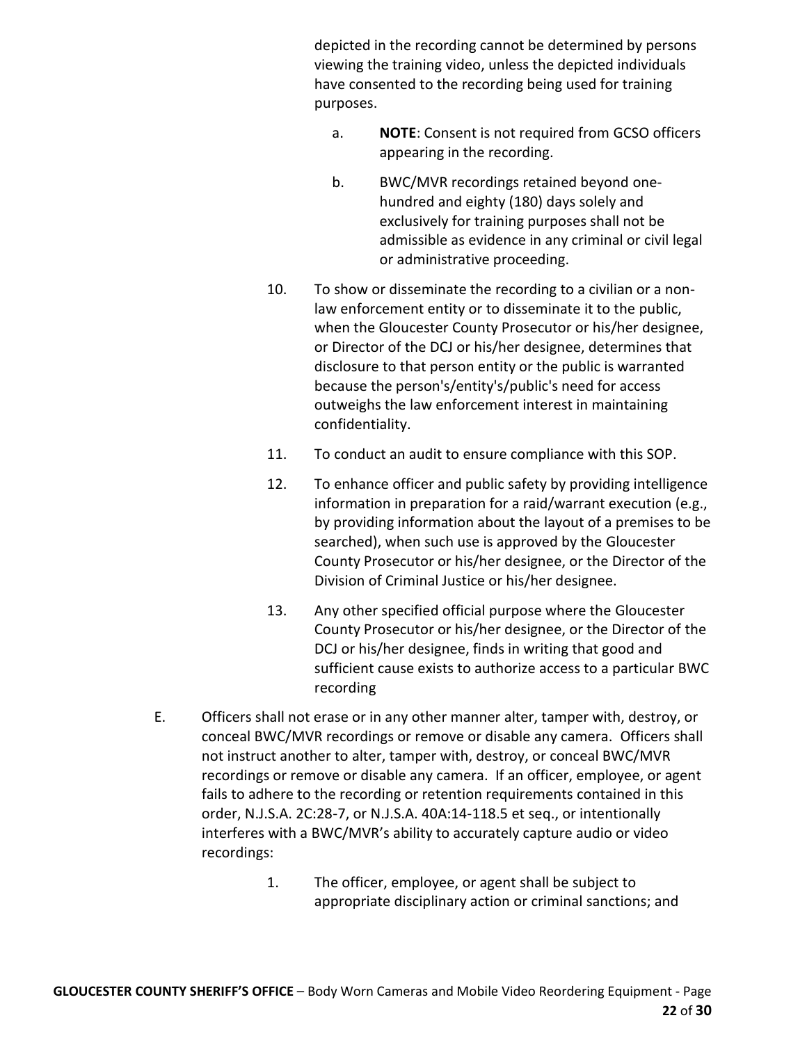depicted in the recording cannot be determined by persons viewing the training video, unless the depicted individuals have consented to the recording being used for training purposes.

a. **NOTE**: Consent is not required from GCSO officers appearing in the recording.

b. BWC/MVR recordings retained beyond one-hundred and eighty (180) days solely and exclusively for training purposes shall not be admissible as evidence in any criminal or civil legal or administrative proceeding.

10. To show or disseminate the recording to a civilian or a non-law enforcement entity or to disseminate it to the public, when the Gloucester County Prosecutor or his/her designee, or Director of the DCJ or his/her designee, determines that disclosure to that person entity or the public is warranted because the person's/entity's/public's need for access outweighs the law enforcement interest in maintaining confidentiality.

11. To conduct an audit to ensure compliance with this SOP.

12. To enhance officer and public safety by providing intelligence information in preparation for a raid/warrant execution (e.g., by providing information about the layout of a premises to be searched), when such use is approved by the Gloucester County Prosecutor or his/her designee, or the Director of the Division of Criminal Justice or his/her designee.

13. Any other specified official purpose where the Gloucester County Prosecutor or his/her designee, or the Director of the DCJ or his/her designee, finds in writing that good and sufficient cause exists to authorize access to a particular BWC recording

E. Officers shall not erase or in any other manner alter, tamper with, destroy, or conceal BWC/MVR recordings or remove or disable any camera. Officers shall not instruct another to alter, tamper with, destroy, or conceal BWC/MVR recordings or remove or disable any camera. If an officer, employee, or agent fails to adhere to the recording or retention requirements contained in this order, N.J.S.A. 2C:28-7, or N.J.S.A. 40A:14-118.5 et seq., or intentionally interferes with a BWC/MVR's ability to accurately capture audio or video recordings:

1. The officer, employee, or agent shall be subject to appropriate disciplinary action or criminal sanctions; and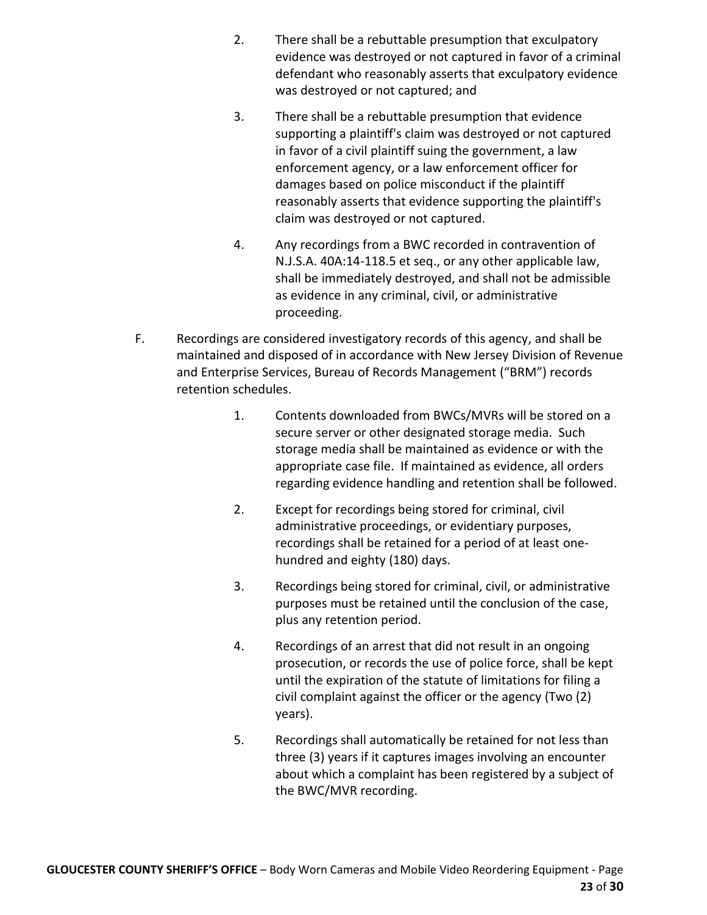2. There shall be a rebuttable presumption that exculpatory evidence was destroyed or not captured in favor of a criminal defendant who reasonably asserts that exculpatory evidence was destroyed or not captured; and

3. There shall be a rebuttable presumption that evidence supporting a plaintiff's claim was destroyed or not captured in favor of a civil plaintiff suing the government, a law enforcement agency, or a law enforcement officer for damages based on police misconduct if the plaintiff reasonably asserts that evidence supporting the plaintiff's claim was destroyed or not captured.

4. Any recordings from a BWC recorded in contravention of N.J.S.A. 40A:14-118.5 et seq., or any other applicable law, shall be immediately destroyed, and shall not be admissible as evidence in any criminal, civil, or administrative proceeding.

F. Recordings are considered investigatory records of this agency, and shall be maintained and disposed of in accordance with New Jersey Division of Revenue and Enterprise Services, Bureau of Records Management ("BRM") records retention schedules.

1. Contents downloaded from BWCs/MVRs will be stored on a secure server or other designated storage media. Such storage media shall be maintained as evidence or with the appropriate case file. If maintained as evidence, all orders regarding evidence handling and retention shall be followed.

2. Except for recordings being stored for criminal, civil administrative proceedings, or evidentiary purposes, recordings shall be retained for a period of at least one-hundred and eighty (180) days.

3. Recordings being stored for criminal, civil, or administrative purposes must be retained until the conclusion of the case, plus any retention period.

4. Recordings of an arrest that did not result in an ongoing prosecution, or records the use of police force, shall be kept until the expiration of the statute of limitations for filing a civil complaint against the officer or the agency (Two (2) years).

5. Recordings shall automatically be retained for not less than three (3) years if it captures images involving an encounter about which a complaint has been registered by a subject of the BWC/MVR recording.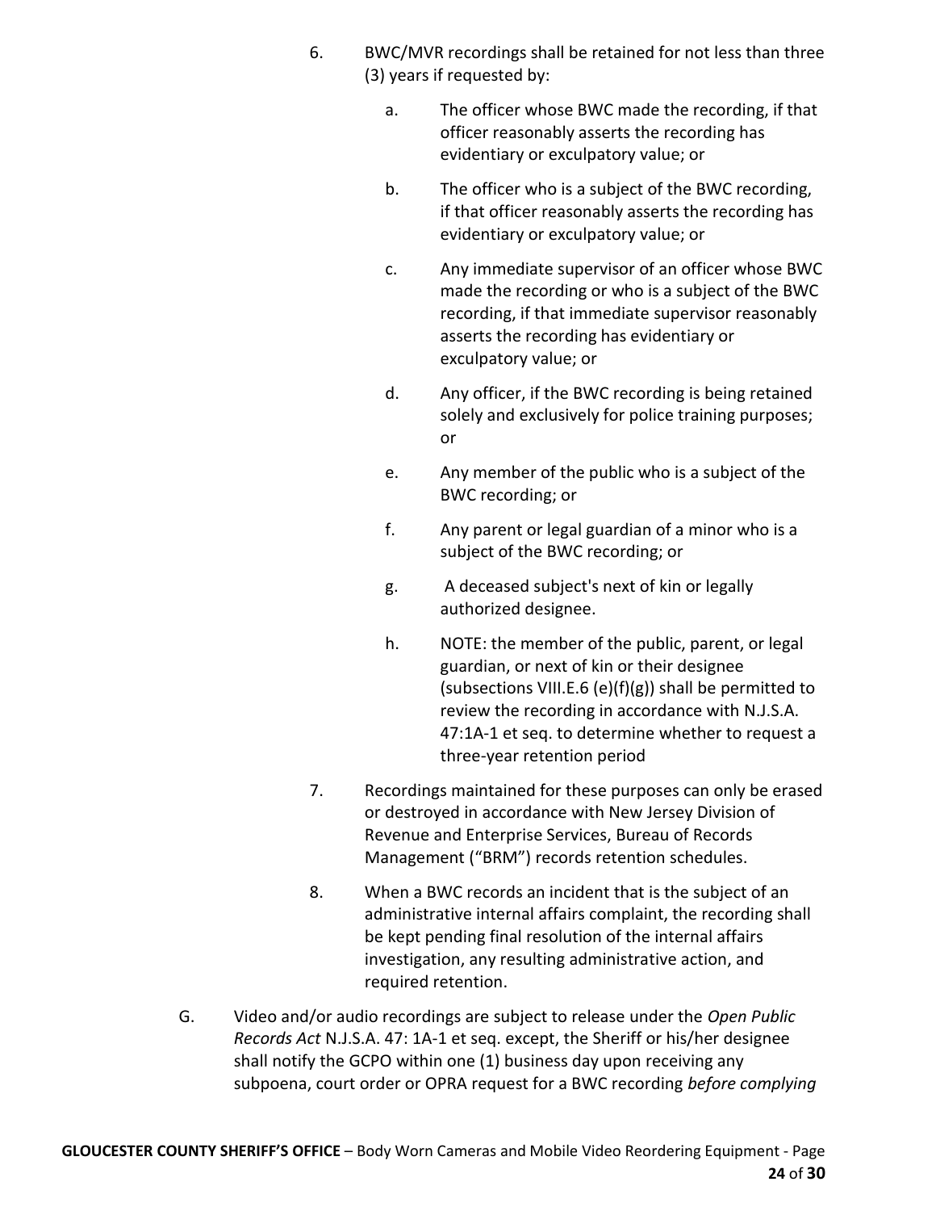6. BWC/MVR recordings shall be retained for not less than three (3) years if requested by:

   a. The officer whose BWC made the recording, if that officer reasonably asserts the recording has evidentiary or exculpatory value; or

   b. The officer who is a subject of the BWC recording, if that officer reasonably asserts the recording has evidentiary or exculpatory value; or

   c. Any immediate supervisor of an officer whose BWC made the recording or who is a subject of the BWC recording, if that immediate supervisor reasonably asserts the recording has evidentiary or exculpatory value; or

   d. Any officer, if the BWC recording is being retained solely and exclusively for police training purposes; or

   e. Any member of the public who is a subject of the BWC recording; or

   f. Any parent or legal guardian of a minor who is a subject of the BWC recording; or

   g. A deceased subject's next of kin or legally authorized designee.

   h. NOTE: the member of the public, parent, or legal guardian, or next of kin or their designee (subsections VIII.E.6 (e)(f)(g)) shall be permitted to review the recording in accordance with N.J.S.A. 47:1A-1 et seq. to determine whether to request a three-year retention period

7. Recordings maintained for these purposes can only be erased or destroyed in accordance with New Jersey Division of Revenue and Enterprise Services, Bureau of Records Management ("BRM") records retention schedules.

8. When a BWC records an incident that is the subject of an administrative internal affairs complaint, the recording shall be kept pending final resolution of the internal affairs investigation, any resulting administrative action, and required retention.

G. Video and/or audio recordings are subject to release under the *Open Public Records Act* N.J.S.A. 47: 1A-1 et seq. except, the Sheriff or his/her designee shall notify the GCPO within one (1) business day upon receiving any subpoena, court order or OPRA request for a BWC recording *before complying*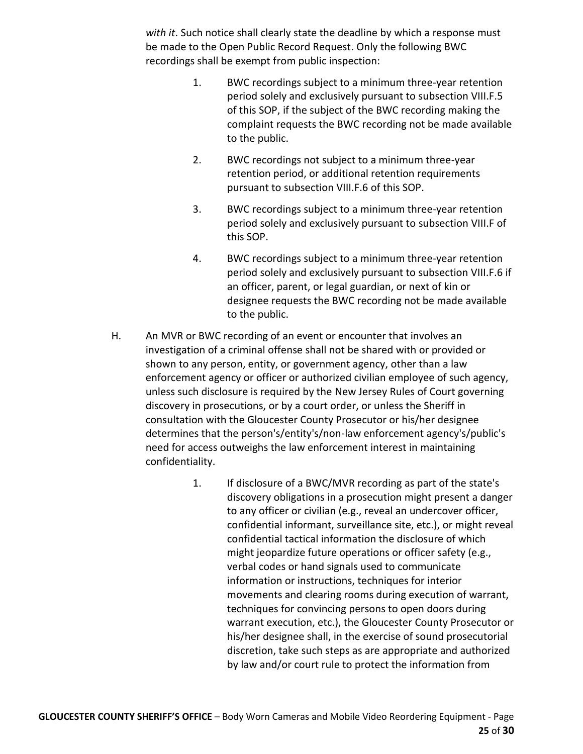*with it*. Such notice shall clearly state the deadline by which a response must be made to the Open Public Record Request. Only the following BWC recordings shall be exempt from public inspection:

1. BWC recordings subject to a minimum three-year retention period solely and exclusively pursuant to subsection VIII.F.5 of this SOP, if the subject of the BWC recording making the complaint requests the BWC recording not be made available to the public.

2. BWC recordings not subject to a minimum three-year retention period, or additional retention requirements pursuant to subsection VIII.F.6 of this SOP.

3. BWC recordings subject to a minimum three-year retention period solely and exclusively pursuant to subsection VIII.F of this SOP.

4. BWC recordings subject to a minimum three-year retention period solely and exclusively pursuant to subsection VIII.F.6 if an officer, parent, or legal guardian, or next of kin or designee requests the BWC recording not be made available to the public.

H. An MVR or BWC recording of an event or encounter that involves an investigation of a criminal offense shall not be shared with or provided or shown to any person, entity, or government agency, other than a law enforcement agency or officer or authorized civilian employee of such agency, unless such disclosure is required by the New Jersey Rules of Court governing discovery in prosecutions, or by a court order, or unless the Sheriff in consultation with the Gloucester County Prosecutor or his/her designee determines that the person's/entity's/non-law enforcement agency's/public's need for access outweighs the law enforcement interest in maintaining confidentiality.

1. If disclosure of a BWC/MVR recording as part of the state's discovery obligations in a prosecution might present a danger to any officer or civilian (e.g., reveal an undercover officer, confidential informant, surveillance site, etc.), or might reveal confidential tactical information the disclosure of which might jeopardize future operations or officer safety (e.g., verbal codes or hand signals used to communicate information or instructions, techniques for interior movements and clearing rooms during execution of warrant, techniques for convincing persons to open doors during warrant execution, etc.), the Gloucester County Prosecutor or his/her designee shall, in the exercise of sound prosecutorial discretion, take such steps as are appropriate and authorized by law and/or court rule to protect the information from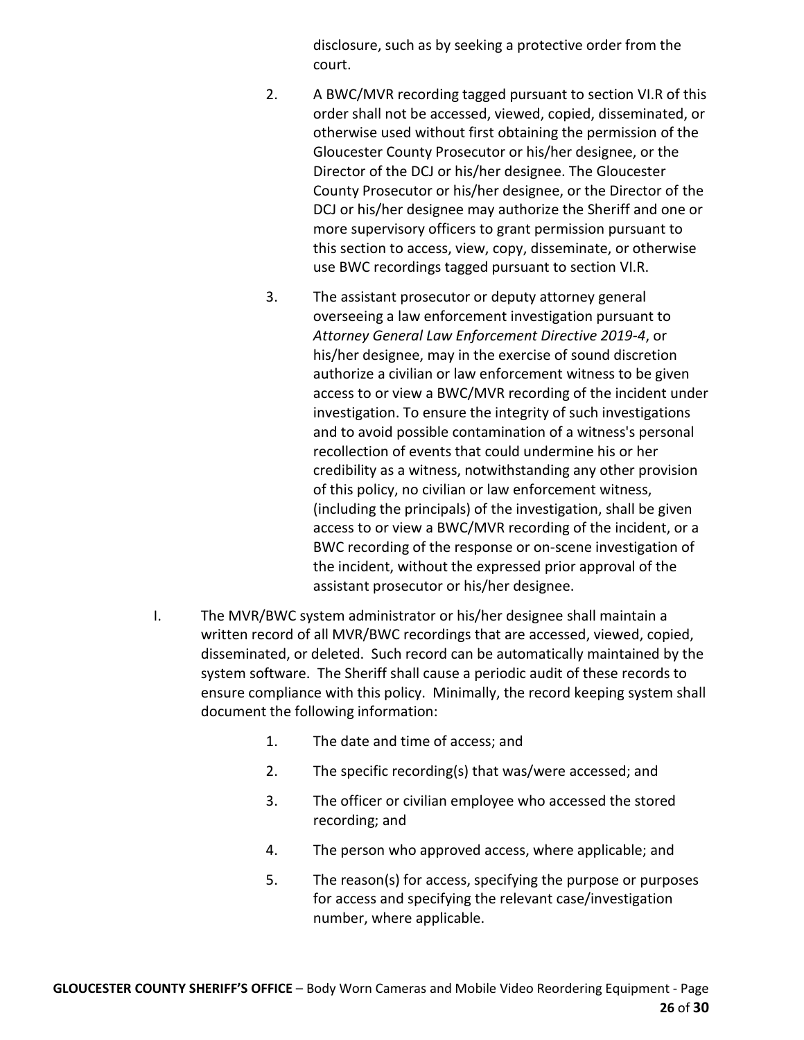disclosure, such as by seeking a protective order from the court.

2. A BWC/MVR recording tagged pursuant to section VI.R of this order shall not be accessed, viewed, copied, disseminated, or otherwise used without first obtaining the permission of the Gloucester County Prosecutor or his/her designee, or the Director of the DCJ or his/her designee. The Gloucester County Prosecutor or his/her designee, or the Director of the DCJ or his/her designee may authorize the Sheriff and one or more supervisory officers to grant permission pursuant to this section to access, view, copy, disseminate, or otherwise use BWC recordings tagged pursuant to section VI.R.

3. The assistant prosecutor or deputy attorney general overseeing a law enforcement investigation pursuant to *Attorney General Law Enforcement Directive 2019-4*, or his/her designee, may in the exercise of sound discretion authorize a civilian or law enforcement witness to be given access to or view a BWC/MVR recording of the incident under investigation. To ensure the integrity of such investigations and to avoid possible contamination of a witness's personal recollection of events that could undermine his or her credibility as a witness, notwithstanding any other provision of this policy, no civilian or law enforcement witness, (including the principals) of the investigation, shall be given access to or view a BWC/MVR recording of the incident, or a BWC recording of the response or on-scene investigation of the incident, without the expressed prior approval of the assistant prosecutor or his/her designee.

I. The MVR/BWC system administrator or his/her designee shall maintain a written record of all MVR/BWC recordings that are accessed, viewed, copied, disseminated, or deleted. Such record can be automatically maintained by the system software. The Sheriff shall cause a periodic audit of these records to ensure compliance with this policy. Minimally, the record keeping system shall document the following information:

1. The date and time of access; and
2. The specific recording(s) that was/were accessed; and
3. The officer or civilian employee who accessed the stored recording; and
4. The person who approved access, where applicable; and
5. The reason(s) for access, specifying the purpose or purposes for access and specifying the relevant case/investigation number, where applicable.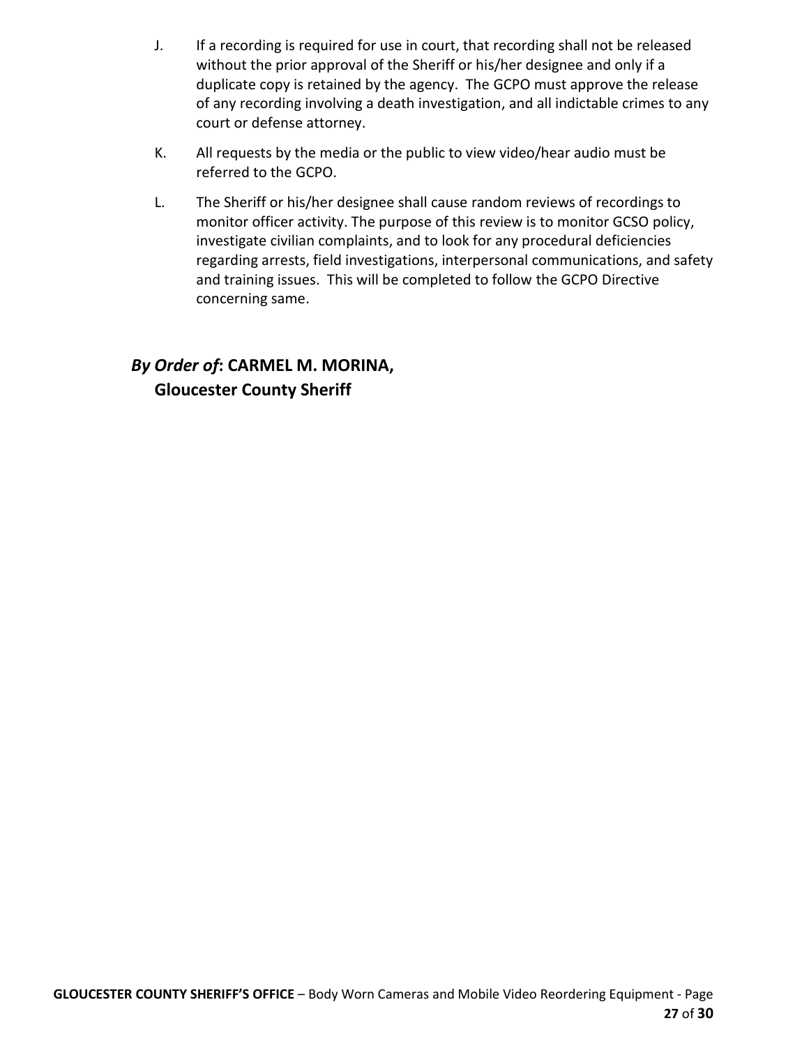J. If a recording is required for use in court, that recording shall not be released without the prior approval of the Sheriff or his/her designee and only if a duplicate copy is retained by the agency. The GCPO must approve the release of any recording involving a death investigation, and all indictable crimes to any court or defense attorney.

K. All requests by the media or the public to view video/hear audio must be referred to the GCPO.

L. The Sheriff or his/her designee shall cause random reviews of recordings to monitor officer activity. The purpose of this review is to monitor GCSO policy, investigate civilian complaints, and to look for any procedural deficiencies regarding arrests, field investigations, interpersonal communications, and safety and training issues. This will be completed to follow the GCPO Directive concerning same.

***By Order of*: CARMEL M. MORINA,**
**Gloucester County Sheriff**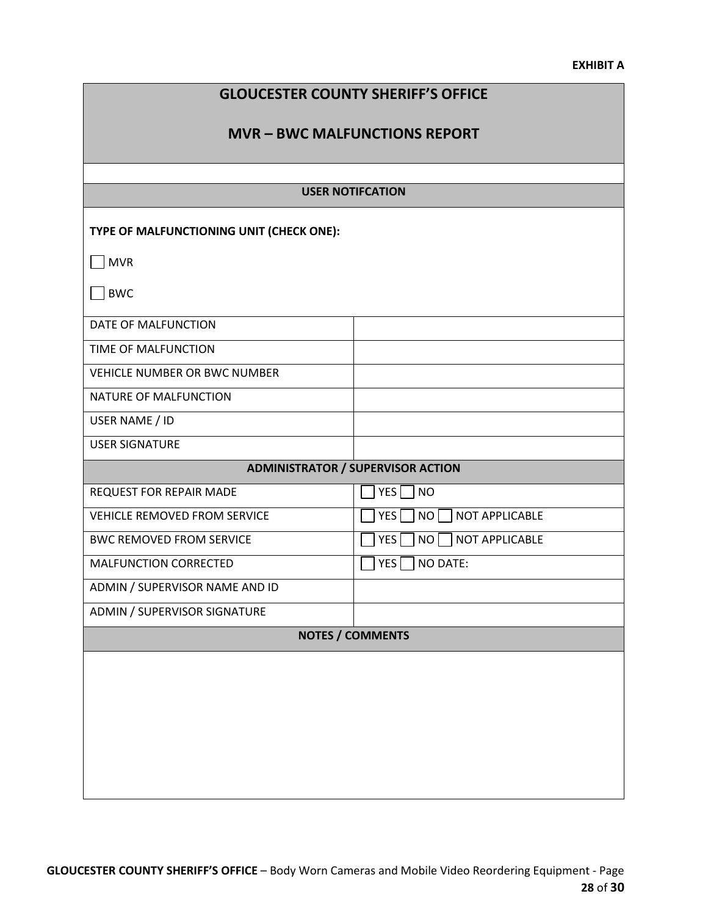**EXHIBIT A**

# GLOUCESTER COUNTY SHERIFF'S OFFICE

## MVR – BWC MALFUNCTIONS REPORT

### USER NOTIFCATION

**TYPE OF MALFUNCTIONING UNIT (CHECK ONE):**

☐ MVR

☐ BWC

| | |
|---|---|
| DATE OF MALFUNCTION | |
| TIME OF MALFUNCTION | |
| VEHICLE NUMBER OR BWC NUMBER | |
| NATURE OF MALFUNCTION | |
| USER NAME / ID | |
| USER SIGNATURE | |

### ADMINISTRATOR / SUPERVISOR ACTION

| | |
|---|---|
| REQUEST FOR REPAIR MADE | ☐ YES ☐ NO |
| VEHICLE REMOVED FROM SERVICE | ☐ YES ☐ NO ☐ NOT APPLICABLE |
| BWC REMOVED FROM SERVICE | ☐ YES ☐ NO ☐ NOT APPLICABLE |
| MALFUNCTION CORRECTED | ☐ YES ☐ NO DATE: |
| ADMIN / SUPERVISOR NAME AND ID | |
| ADMIN / SUPERVISOR SIGNATURE | |

### NOTES / COMMENTS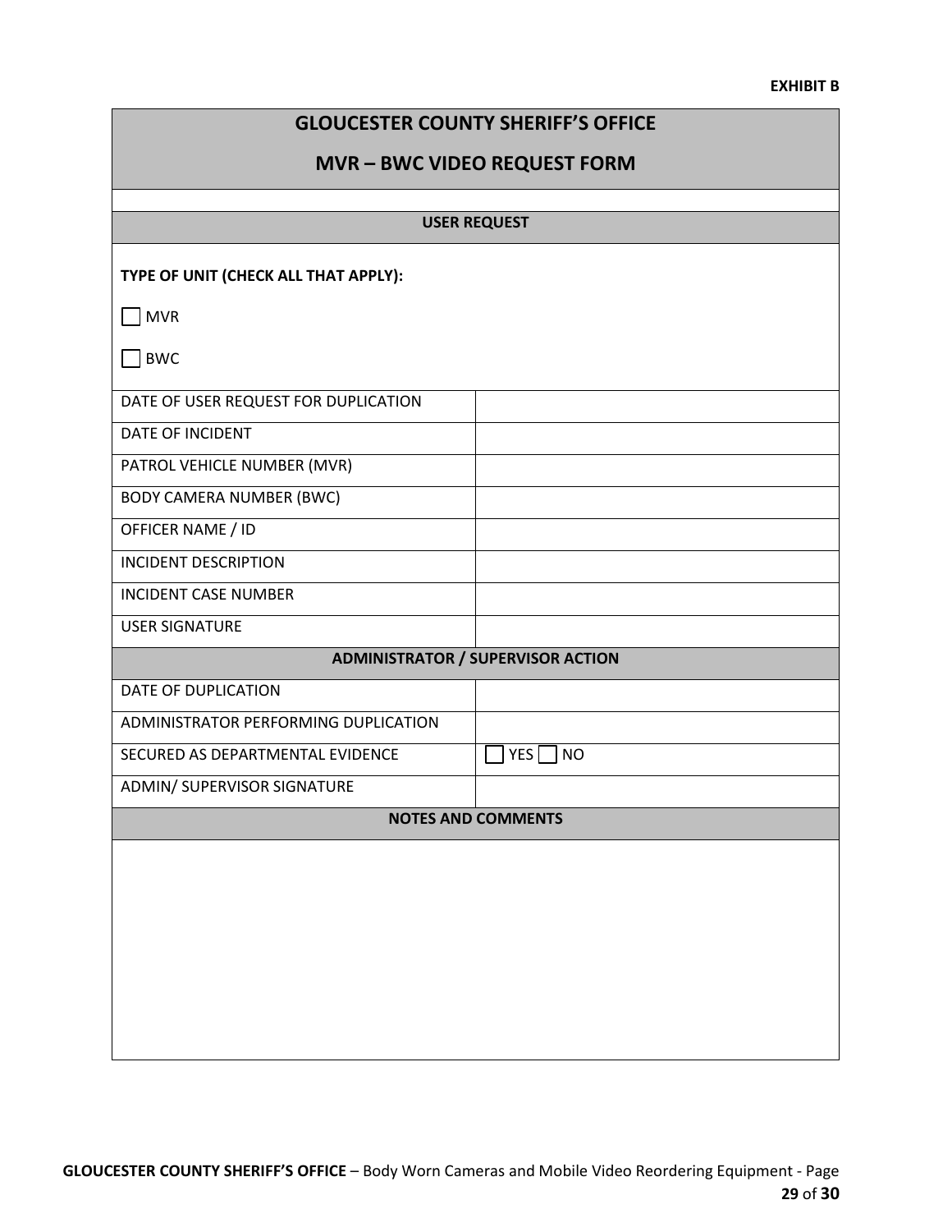**EXHIBIT B**

# GLOUCESTER COUNTY SHERIFF'S OFFICE

## MVR – BWC VIDEO REQUEST FORM

### USER REQUEST

**TYPE OF UNIT (CHECK ALL THAT APPLY):**

☐ MVR

☐ BWC

| | |
|---|---|
| DATE OF USER REQUEST FOR DUPLICATION | |
| DATE OF INCIDENT | |
| PATROL VEHICLE NUMBER (MVR) | |
| BODY CAMERA NUMBER (BWC) | |
| OFFICER NAME / ID | |
| INCIDENT DESCRIPTION | |
| INCIDENT CASE NUMBER | |
| USER SIGNATURE | |
| **ADMINISTRATOR / SUPERVISOR ACTION** | |
| DATE OF DUPLICATION | |
| ADMINISTRATOR PERFORMING DUPLICATION | |
| SECURED AS DEPARTMENTAL EVIDENCE | ☐ YES ☐ NO |
| ADMIN/ SUPERVISOR SIGNATURE | |

### NOTES AND COMMENTS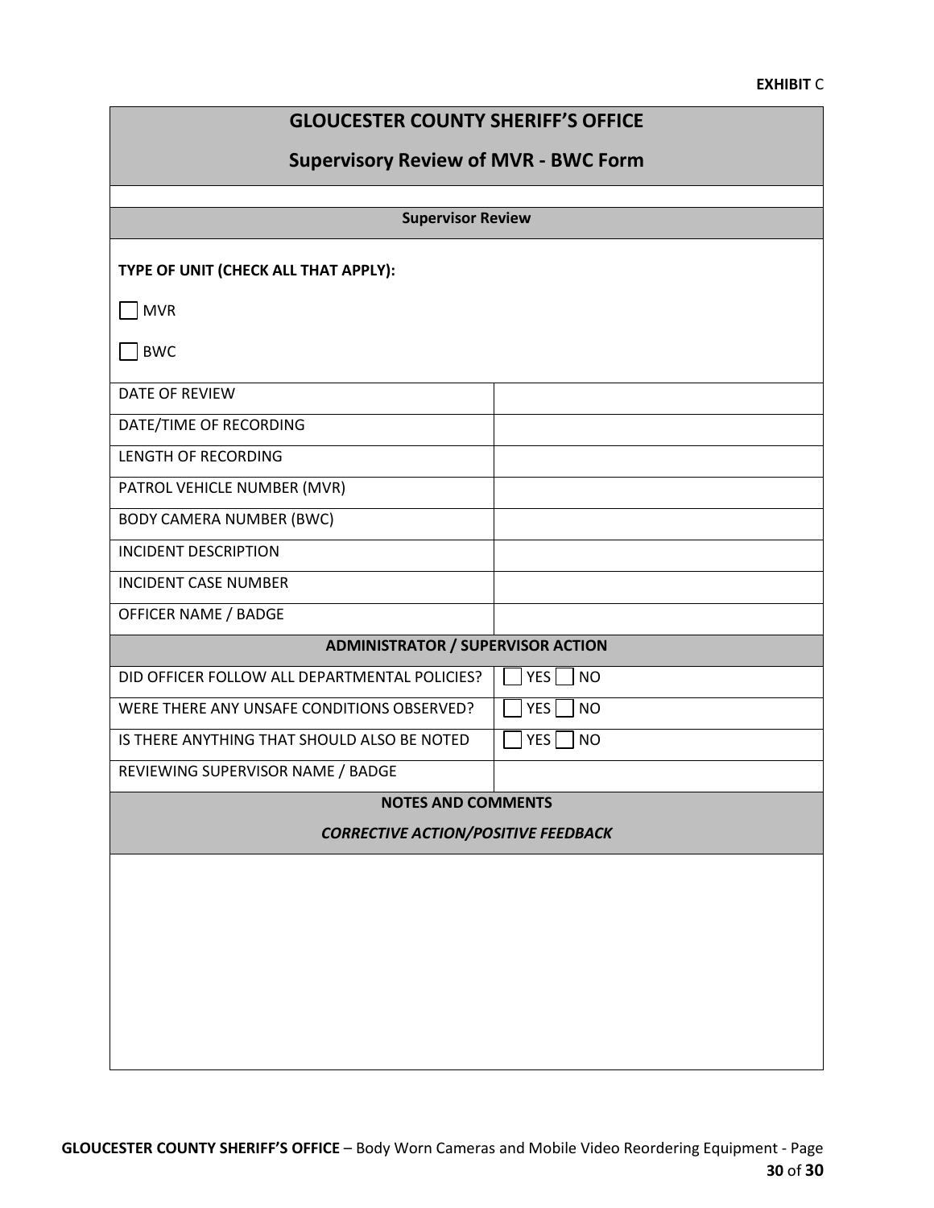**EXHIBIT** C

# GLOUCESTER COUNTY SHERIFF'S OFFICE

## Supervisory Review of MVR - BWC Form

**Supervisor Review**

**TYPE OF UNIT (CHECK ALL THAT APPLY):**

☐ MVR

☐ BWC

| | |
|---|---|
| DATE OF REVIEW | |
| DATE/TIME OF RECORDING | |
| LENGTH OF RECORDING | |
| PATROL VEHICLE NUMBER (MVR) | |
| BODY CAMERA NUMBER (BWC) | |
| INCIDENT DESCRIPTION | |
| INCIDENT CASE NUMBER | |
| OFFICER NAME / BADGE | |
| **ADMINISTRATOR / SUPERVISOR ACTION** | |
| DID OFFICER FOLLOW ALL DEPARTMENTAL POLICIES? | ☐ YES ☐ NO |
| WERE THERE ANY UNSAFE CONDITIONS OBSERVED? | ☐ YES ☐ NO |
| IS THERE ANYTHING THAT SHOULD ALSO BE NOTED | ☐ YES ☐ NO |
| REVIEWING SUPERVISOR NAME / BADGE | |

**NOTES AND COMMENTS**

***CORRECTIVE ACTION/POSITIVE FEEDBACK***